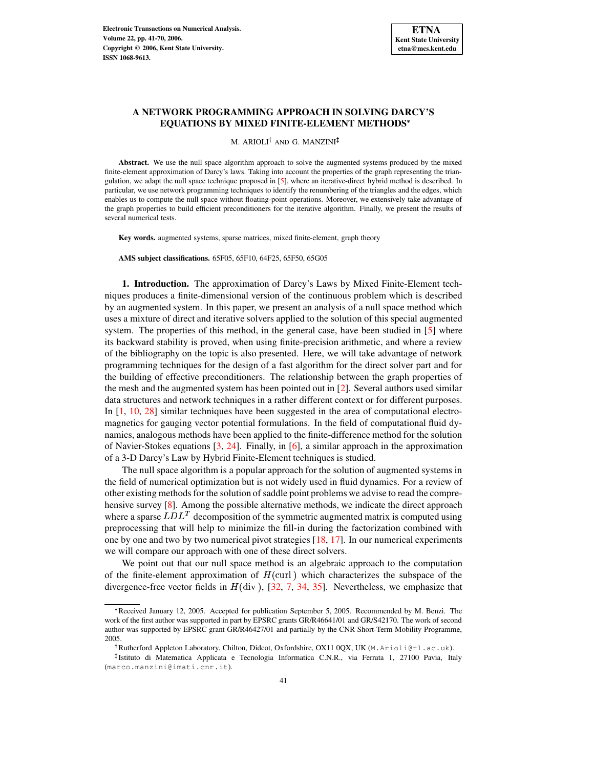# A NETWORK PROGRAMMING APPROACH IN SOLVING DARCY'S EQUATIONS BY MIXED FINITE-ELEMENT METHODS*

M. ARIOLI† AND G. MANZINI‡

**Abstract.** We use the null space algorithm approach to solve the augmented systems produced by the mixed finite-element approximation of Darcy's laws. Taking into account the properties of the graph representing the triangulation, we adapt the null space technique proposed in [5], where an iterative-direct hybrid method is described. In particular, we use network programming techniques to identify the renumbering of the triangles and the edges, which enables us to compute the null space without floating-point operations. Moreover, we extensively take advantage of the graph properties to build efficient preconditioners for the iterative algorithm. Finally, we present the results of several numerical tests.

**Key words.** augmented systems, sparse matrices, mixed finite-element, graph theory

**AMS subject classifications.** 65F05, 65F10, 64F25, 65F50, 65G05

## 1. Introduction.

The approximation of Darcy's Laws by Mixed Finite-Element techniques produces a finite-dimensional version of the continuous problem which is described by an augmented system. In this paper, we present an analysis of a null space method which uses a mixture of direct and iterative solvers applied to the solution of this special augmented system. The properties of this method, in the general case, have been studied in [5] where its backward stability is proved, when using finite-precision arithmetic, and where a review of the bibliography on the topic is also presented. Here, we will take advantage of network programming techniques for the design of a fast algorithm for the direct solver part and for the building of effective preconditioners. The relationship between the graph properties of the mesh and the augmented system has been pointed out in [2]. Several authors used similar data structures and network techniques in a rather different context or for different purposes. In [1, 10, 28] similar techniques have been suggested in the area of computational electromagnetics for gauging vector potential formulations. In the field of computational fluid dynamics, analogous methods have been applied to the finite-difference method for the solution of Navier-Stokes equations [3, 24]. Finally, in [6], a similar approach in the approximation of a 3-D Darcy's Law by Hybrid Finite-Element techniques is studied.

The null space algorithm is a popular approach for the solution of augmented systems in the field of numerical optimization but is not widely used in fluid dynamics. For a review of other existing methods for the solution of saddle point problems we advise to read the comprehensive survey [8]. Among the possible alternative methods, we indicate the direct approach where a sparse $LDL^T$ decomposition of the symmetric augmented matrix is computed using preprocessing that will help to minimize the fill-in during the factorization combined with one by one and two by two numerical pivot strategies [18, 17]. In our numerical experiments we will compare our approach with one of these direct solvers.

We point out that our null space method is an algebraic approach to the computation of the finite-element approximation of $H(\text{curl})$ which characterizes the subspace of the divergence-free vector fields in $H(\text{div})$, [32, 7, 34, 35]. Nevertheless, we emphasize that

---

*Received January 12, 2005. Accepted for publication September 5, 2005. Recommended by M. Benzi. The work of the first author was supported in part by EPSRC grants GR/R46641/01 and GR/S42170. The work of second author was supported by EPSRC grant GR/R46427/01 and partially by the CNR Short-Term Mobility Programme, 2005.

†Rutherford Appleton Laboratory, Chilton, Didcot, Oxfordshire, OX11 0QX, UK (M.Arioli@rl.ac.uk).

‡Istituto di Matematica Applicata e Tecnologia Informatica C.N.R., via Ferrata 1, 27100 Pavia, Italy (marco.manzini@imati.cnr.it).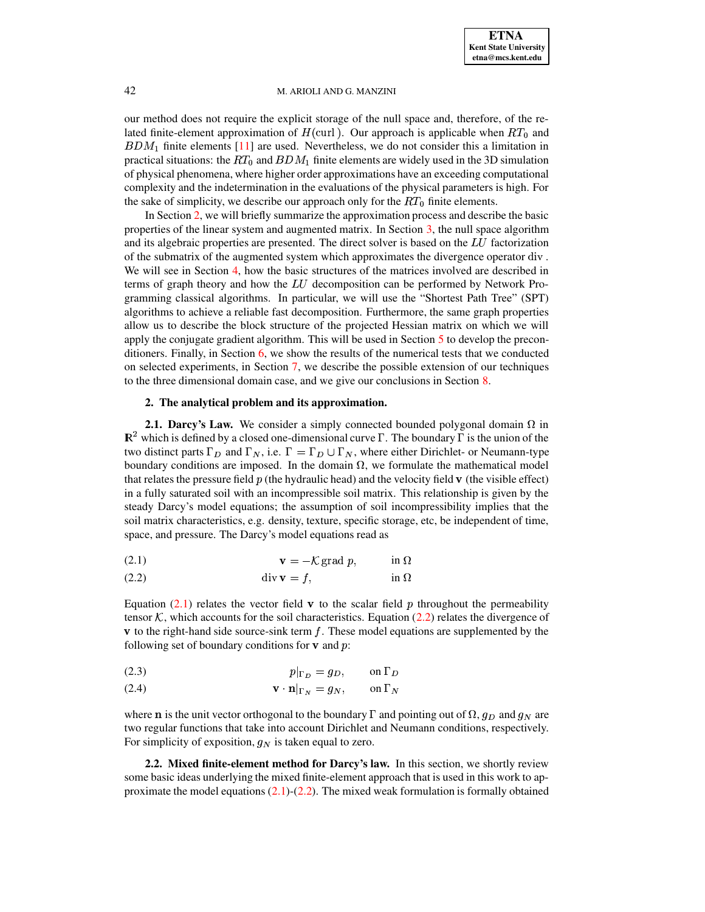our method does not require the explicit storage of the null space and, therefore, of the related finite-element approximation of $H(\text{curl}\,)$. Our approach is applicable when $RT_0$ and $BDM_1$ finite elements [11] are used. Nevertheless, we do not consider this a limitation in practical situations: the $RT_0$ and $BDM_1$ finite elements are widely used in the 3D simulation of physical phenomena, where higher order approximations have an exceeding computational complexity and the indetermination in the evaluations of the physical parameters is high. For the sake of simplicity, we describe our approach only for the $RT_0$ finite elements.

In Section 2, we will briefly summarize the approximation process and describe the basic properties of the linear system and augmented matrix. In Section 3, the null space algorithm and its algebraic properties are presented. The direct solver is based on the $LU$ factorization of the submatrix of the augmented system which approximates the divergence operator div . We will see in Section 4, how the basic structures of the matrices involved are described in terms of graph theory and how the $LU$ decomposition can be performed by Network Programming classical algorithms. In particular, we will use the "Shortest Path Tree" (SPT) algorithms to achieve a reliable fast decomposition. Furthermore, the same graph properties allow us to describe the block structure of the projected Hessian matrix on which we will apply the conjugate gradient algorithm. This will be used in Section 5 to develop the preconditioners. Finally, in Section 6, we show the results of the numerical tests that we conducted on selected experiments, in Section 7, we describe the possible extension of our techniques to the three dimensional domain case, and we give our conclusions in Section 8.

## 2. The analytical problem and its approximation.

**2.1. Darcy's Law.** We consider a simply connected bounded polygonal domain $\Omega$ in $\mathbb{R}^2$ which is defined by a closed one-dimensional curve $\Gamma$. The boundary $\Gamma$ is the union of the two distinct parts $\Gamma_D$ and $\Gamma_N$, i.e. $\Gamma = \Gamma_D \cup \Gamma_N$, where either Dirichlet- or Neumann-type boundary conditions are imposed. In the domain $\Omega$, we formulate the mathematical model that relates the pressure field $p$ (the hydraulic head) and the velocity field $\mathbf{v}$ (the visible effect) in a fully saturated soil with an incompressible soil matrix. This relationship is given by the steady Darcy's model equations; the assumption of soil incompressibility implies that the soil matrix characteristics, e.g. density, texture, specific storage, etc, be independent of time, space, and pressure. The Darcy's model equations read as

$$\mathbf{v} = -\mathcal{K}\,\text{grad}\; p, \qquad \text{in } \Omega \tag{2.1}$$

$$\text{div}\,\mathbf{v} = f, \qquad \text{in } \Omega \tag{2.2}$$

Equation (2.1) relates the vector field $\mathbf{v}$ to the scalar field $p$ throughout the permeability tensor $\mathcal{K}$, which accounts for the soil characteristics. Equation (2.2) relates the divergence of $\mathbf{v}$ to the right-hand side source-sink term $f$. These model equations are supplemented by the following set of boundary conditions for $\mathbf{v}$ and $p$:

$$p|_{\Gamma_D} = g_D, \qquad \text{on } \Gamma_D \tag{2.3}$$

$$\mathbf{v}\cdot\mathbf{n}|_{\Gamma_N} = g_N, \qquad \text{on } \Gamma_N \tag{2.4}$$

where $\mathbf{n}$ is the unit vector orthogonal to the boundary $\Gamma$ and pointing out of $\Omega$, $g_D$ and $g_N$ are two regular functions that take into account Dirichlet and Neumann conditions, respectively. For simplicity of exposition, $g_N$ is taken equal to zero.

**2.2. Mixed finite-element method for Darcy's law.** In this section, we shortly review some basic ideas underlying the mixed finite-element approach that is used in this work to approximate the model equations (2.1)-(2.2). The mixed weak formulation is formally obtained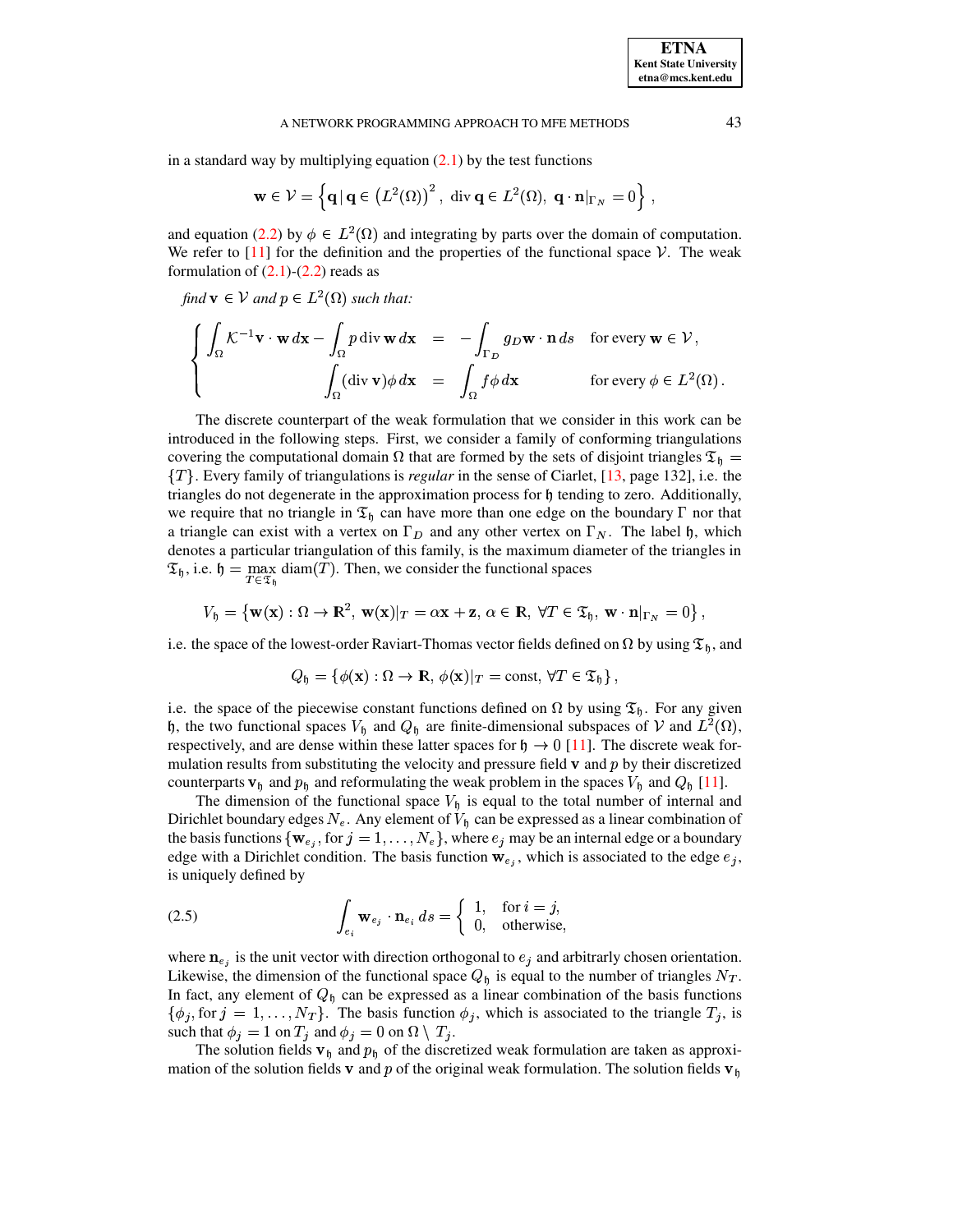in a standard way by multiplying equation (2.1) by the test functions

$$\mathbf{w} \in \mathcal{V} = \left\{ \mathbf{q} \,|\, \mathbf{q} \in \left(L^2(\Omega)\right)^2, \ \operatorname{div} \mathbf{q} \in L^2(\Omega), \ \mathbf{q} \cdot \mathbf{n}|_{\Gamma_N} = 0 \right\},$$

and equation (2.2) by $\phi \in L^2(\Omega)$ and integrating by parts over the domain of computation. We refer to [11] for the definition and the properties of the functional space $\mathcal{V}$. The weak formulation of (2.1)-(2.2) reads as

*find* $\mathbf{v} \in \mathcal{V}$ *and* $p \in L^2(\Omega)$ *such that:*

$$\begin{cases} \displaystyle\int_\Omega \mathcal{K}^{-1}\mathbf{v} \cdot \mathbf{w}\, d\mathbf{x} - \int_\Omega p \operatorname{div} \mathbf{w}\, d\mathbf{x} &= \displaystyle -\int_{\Gamma_D} g_D \mathbf{w} \cdot \mathbf{n}\, ds \quad \text{for every } \mathbf{w} \in \mathcal{V}, \\ \displaystyle\int_\Omega (\operatorname{div} \mathbf{v})\phi\, d\mathbf{x} &= \displaystyle\int_\Omega f\phi\, d\mathbf{x} \qquad\qquad \text{for every } \phi \in L^2(\Omega). \end{cases}$$

The discrete counterpart of the weak formulation that we consider in this work can be introduced in the following steps. First, we consider a family of conforming triangulations covering the computational domain $\Omega$ that are formed by the sets of disjoint triangles $\mathfrak{T}_\mathfrak{h} = \{T\}$. Every family of triangulations is *regular* in the sense of Ciarlet, [13, page 132], i.e. the triangles do not degenerate in the approximation process for $\mathfrak{h}$ tending to zero. Additionally, we require that no triangle in $\mathfrak{T}_\mathfrak{h}$ can have more than one edge on the boundary $\Gamma$ nor that a triangle can exist with a vertex on $\Gamma_D$ and any other vertex on $\Gamma_N$. The label $\mathfrak{h}$, which denotes a particular triangulation of this family, is the maximum diameter of the triangles in $\mathfrak{T}_\mathfrak{h}$, i.e. $\mathfrak{h} = \max_{T \in \mathfrak{T}_\mathfrak{h}} \operatorname{diam}(T)$. Then, we consider the functional spaces

$$V_\mathfrak{h} = \left\{ \mathbf{w}(\mathbf{x}) : \Omega \to \mathbb{R}^2, \ \mathbf{w}(\mathbf{x})|_T = \alpha\mathbf{x} + \mathbf{z}, \ \alpha \in \mathbb{R}, \ \forall T \in \mathfrak{T}_\mathfrak{h}, \ \mathbf{w} \cdot \mathbf{n}|_{\Gamma_N} = 0 \right\},$$

i.e. the space of the lowest-order Raviart-Thomas vector fields defined on $\Omega$ by using $\mathfrak{T}_\mathfrak{h}$, and

$$Q_\mathfrak{h} = \left\{ \phi(\mathbf{x}) : \Omega \to \mathbb{R}, \ \phi(\mathbf{x})|_T = \text{const}, \ \forall T \in \mathfrak{T}_\mathfrak{h} \right\},$$

i.e. the space of the piecewise constant functions defined on $\Omega$ by using $\mathfrak{T}_\mathfrak{h}$. For any given $\mathfrak{h}$, the two functional spaces $V_\mathfrak{h}$ and $Q_\mathfrak{h}$ are finite-dimensional subspaces of $\mathcal{V}$ and $L^2(\Omega)$, respectively, and are dense within these latter spaces for $\mathfrak{h} \to 0$ [11]. The discrete weak formulation results from substituting the velocity and pressure field $\mathbf{v}$ and $p$ by their discretized counterparts $\mathbf{v}_\mathfrak{h}$ and $p_\mathfrak{h}$ and reformulating the weak problem in the spaces $V_\mathfrak{h}$ and $Q_\mathfrak{h}$ [11].

The dimension of the functional space $V_\mathfrak{h}$ is equal to the total number of internal and Dirichlet boundary edges $N_e$. Any element of $V_\mathfrak{h}$ can be expressed as a linear combination of the basis functions $\{\mathbf{w}_{e_j}, \text{for } j = 1, \ldots, N_e\}$, where $e_j$ may be an internal edge or a boundary edge with a Dirichlet condition. The basis function $\mathbf{w}_{e_j}$, which is associated to the edge $e_j$, is uniquely defined by

$$\int_{e_i} \mathbf{w}_{e_j} \cdot \mathbf{n}_{e_i}\, ds = \begin{cases} 1, & \text{for } i = j, \\ 0, & \text{otherwise,} \end{cases} \tag{2.5}$$

where $\mathbf{n}_{e_j}$ is the unit vector with direction orthogonal to $e_j$ and arbitrarily chosen orientation. Likewise, the dimension of the functional space $Q_\mathfrak{h}$ is equal to the number of triangles $N_T$. In fact, any element of $Q_\mathfrak{h}$ can be expressed as a linear combination of the basis functions $\{\phi_j, \text{for } j = 1, \ldots, N_T\}$. The basis function $\phi_j$, which is associated to the triangle $T_j$, is such that $\phi_j = 1$ on $T_j$ and $\phi_j = 0$ on $\Omega \setminus T_j$.

The solution fields $\mathbf{v}_\mathfrak{h}$ and $p_\mathfrak{h}$ of the discretized weak formulation are taken as approximation of the solution fields $\mathbf{v}$ and $p$ of the original weak formulation. The solution fields $\mathbf{v}_\mathfrak{h}$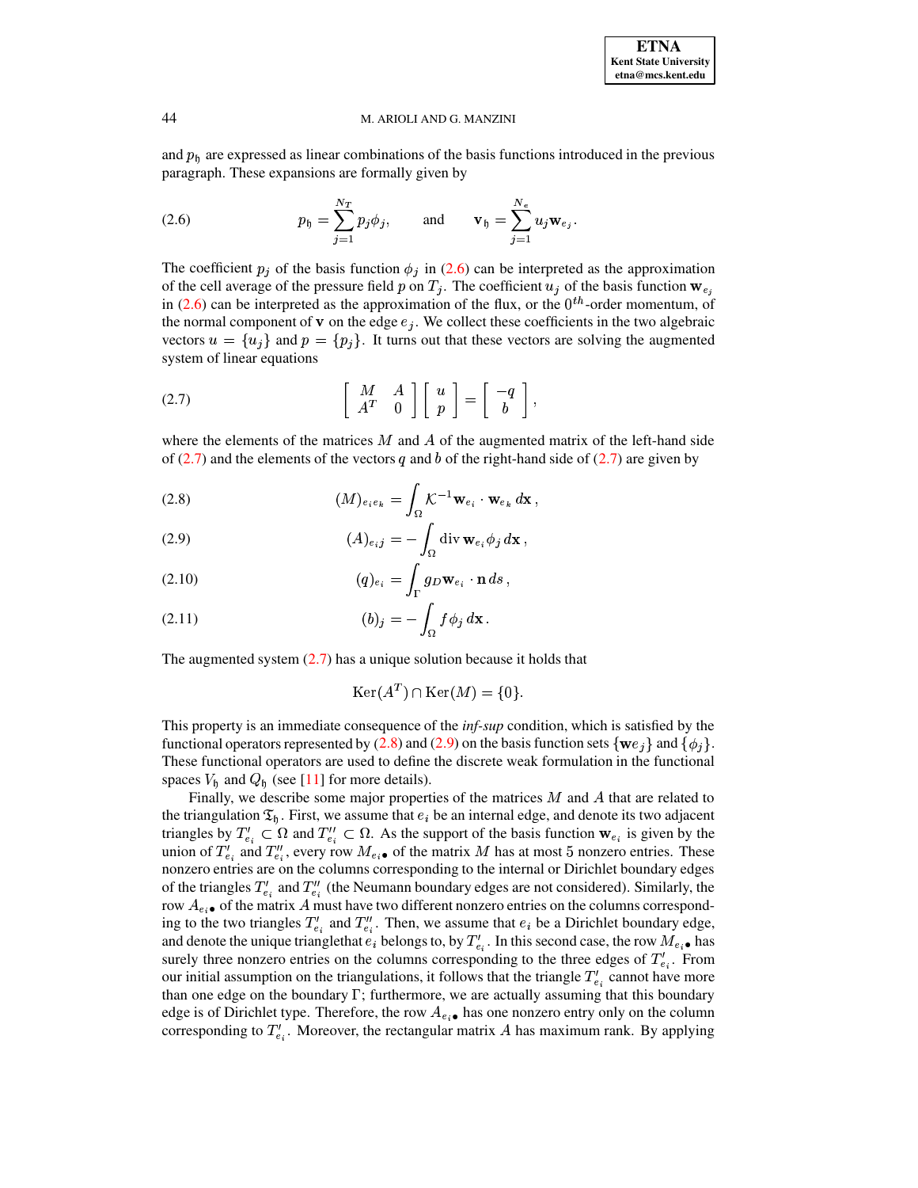and $p_{\mathfrak{h}}$ are expressed as linear combinations of the basis functions introduced in the previous paragraph. These expansions are formally given by

$$
p_{\mathfrak{h}} = \sum_{j=1}^{N_T} p_j \phi_j, \qquad \text{and} \qquad \mathbf{v}_{\mathfrak{h}} = \sum_{j=1}^{N_e} u_j \mathbf{w}_{e_j}. \tag{2.6}
$$

The coefficient $p_j$ of the basis function $\phi_j$ in (2.6) can be interpreted as the approximation of the cell average of the pressure field $p$ on $T_j$. The coefficient $u_j$ of the basis function $\mathbf{w}_{e_j}$ in (2.6) can be interpreted as the approximation of the flux, or the $0^{th}$-order momentum, of the normal component of $\mathbf{v}$ on the edge $e_j$. We collect these coefficients in the two algebraic vectors $u = \{u_j\}$ and $p = \{p_j\}$. It turns out that these vectors are solving the augmented system of linear equations

$$
\begin{bmatrix} M & A \\ A^T & 0 \end{bmatrix} \begin{bmatrix} u \\ p \end{bmatrix} = \begin{bmatrix} -q \\ b \end{bmatrix}, \tag{2.7}
$$

where the elements of the matrices $M$ and $A$ of the augmented matrix of the left-hand side of (2.7) and the elements of the vectors $q$ and $b$ of the right-hand side of (2.7) are given by

$$
(M)_{e_i e_k} = \int_\Omega \mathcal{K}^{-1} \mathbf{w}_{e_i} \cdot \mathbf{w}_{e_k} \, d\mathbf{x}\,, \tag{2.8}
$$

$$
(A)_{e_i j} = -\int_\Omega \operatorname{div} \mathbf{w}_{e_i} \phi_j \, d\mathbf{x}\,, \tag{2.9}
$$

$$
(q)_{e_i} = \int_\Gamma g_D \mathbf{w}_{e_i} \cdot \mathbf{n} \, ds\,, \tag{2.10}
$$

$$
(b)_j = -\int_\Omega f \phi_j \, d\mathbf{x}\,. \tag{2.11}
$$

The augmented system (2.7) has a unique solution because it holds that

$$
\operatorname{Ker}(A^T) \cap \operatorname{Ker}(M) = \{0\}.
$$

This property is an immediate consequence of the *inf-sup* condition, which is satisfied by the functional operators represented by (2.8) and (2.9) on the basis function sets $\{\mathbf{w}e_j\}$ and $\{\phi_j\}$. These functional operators are used to define the discrete weak formulation in the functional spaces $V_{\mathfrak{h}}$ and $Q_{\mathfrak{h}}$ (see [11] for more details).

Finally, we describe some major properties of the matrices $M$ and $A$ that are related to the triangulation $\mathfrak{T}_{\mathfrak{h}}$. First, we assume that $e_i$ be an internal edge, and denote its two adjacent triangles by $T'_{e_i} \subset \Omega$ and $T''_{e_i} \subset \Omega$. As the support of the basis function $\mathbf{w}_{e_i}$ is given by the union of $T'_{e_i}$ and $T''_{e_i}$, every row $M_{e_i \bullet}$ of the matrix $M$ has at most 5 nonzero entries. These nonzero entries are on the columns corresponding to the internal or Dirichlet boundary edges of the triangles $T'_{e_i}$ and $T''_{e_i}$ (the Neumann boundary edges are not considered). Similarly, the row $A_{e_i \bullet}$ of the matrix $A$ must have two different nonzero entries on the columns corresponding to the two triangles $T'_{e_i}$ and $T''_{e_i}$. Then, we assume that $e_i$ be a Dirichlet boundary edge, and denote the unique trianglethat $e_i$ belongs to, by $T'_{e_i}$. In this second case, the row $M_{e_i \bullet}$ has surely three nonzero entries on the columns corresponding to the three edges of $T'_{e_i}$. From our initial assumption on the triangulations, it follows that the triangle $T'_{e_i}$ cannot have more than one edge on the boundary $\Gamma$; furthermore, we are actually assuming that this boundary edge is of Dirichlet type. Therefore, the row $A_{e_i \bullet}$ has one nonzero entry only on the column corresponding to $T'_{e_i}$. Moreover, the rectangular matrix $A$ has maximum rank. By applying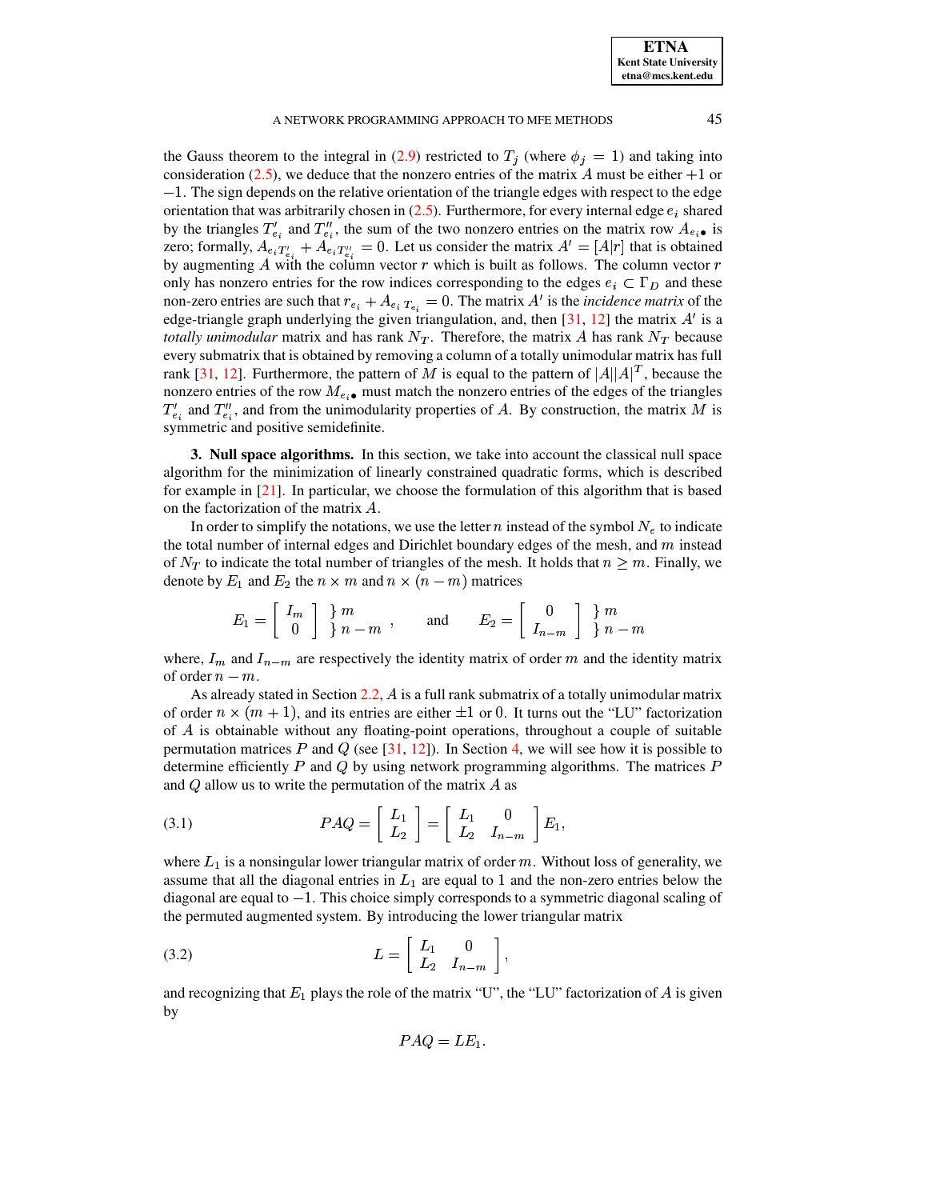the Gauss theorem to the integral in (2.9) restricted to $T_j$ (where $\phi_j = 1$) and taking into consideration (2.5), we deduce that the nonzero entries of the matrix $A$ must be either $+1$ or $-1$. The sign depends on the relative orientation of the triangle edges with respect to the edge orientation that was arbitrarily chosen in (2.5). Furthermore, for every internal edge $e_i$ shared by the triangles $T'_{e_i}$ and $T''_{e_i}$, the sum of the two nonzero entries on the matrix row $A_{e_i \bullet}$ is zero; formally, $A_{e_i T'_{e_i}} + A_{e_i T''_{e_i}} = 0$. Let us consider the matrix $A' = [A|r]$ that is obtained by augmenting $A$ with the column vector $r$ which is built as follows. The column vector $r$ only has nonzero entries for the row indices corresponding to the edges $e_i \subset \Gamma_D$ and these non-zero entries are such that $r_{e_i} + A_{e_i\, T_{e_i}} = 0$. The matrix $A'$ is the *incidence matrix* of the edge-triangle graph underlying the given triangulation, and, then [31, 12] the matrix $A'$ is a *totally unimodular* matrix and has rank $N_T$. Therefore, the matrix $A$ has rank $N_T$ because every submatrix that is obtained by removing a column of a totally unimodular matrix has full rank [31, 12]. Furthermore, the pattern of $M$ is equal to the pattern of $|A||A|^T$, because the nonzero entries of the row $M_{e_i \bullet}$ must match the nonzero entries of the edges of the triangles $T'_{e_i}$ and $T''_{e_i}$, and from the unimodularity properties of $A$. By construction, the matrix $M$ is symmetric and positive semidefinite.

**3. Null space algorithms.** In this section, we take into account the classical null space algorithm for the minimization of linearly constrained quadratic forms, which is described for example in [21]. In particular, we choose the formulation of this algorithm that is based on the factorization of the matrix $A$.

In order to simplify the notations, we use the letter $n$ instead of the symbol $N_e$ to indicate the total number of internal edges and Dirichlet boundary edges of the mesh, and $m$ instead of $N_T$ to indicate the total number of triangles of the mesh. It holds that $n \geq m$. Finally, we denote by $E_1$ and $E_2$ the $n \times m$ and $n \times (n-m)$ matrices

$$E_1 = \begin{bmatrix} I_m \\ 0 \end{bmatrix} \begin{matrix} \}\, m \\ \}\, n-m \end{matrix}, \qquad \text{and} \qquad E_2 = \begin{bmatrix} 0 \\ I_{n-m} \end{bmatrix} \begin{matrix} \}\, m \\ \}\, n-m \end{matrix}$$

where, $I_m$ and $I_{n-m}$ are respectively the identity matrix of order $m$ and the identity matrix of order $n-m$.

As already stated in Section 2.2, $A$ is a full rank submatrix of a totally unimodular matrix of order $n \times (m+1)$, and its entries are either $\pm 1$ or $0$. It turns out the "LU" factorization of $A$ is obtainable without any floating-point operations, throughout a couple of suitable permutation matrices $P$ and $Q$ (see [31, 12]). In Section 4, we will see how it is possible to determine efficiently $P$ and $Q$ by using network programming algorithms. The matrices $P$ and $Q$ allow us to write the permutation of the matrix $A$ as

$$PAQ = \begin{bmatrix} L_1 \\ L_2 \end{bmatrix} = \begin{bmatrix} L_1 & 0 \\ L_2 & I_{n-m} \end{bmatrix} E_1, \tag{3.1}$$

where $L_1$ is a nonsingular lower triangular matrix of order $m$. Without loss of generality, we assume that all the diagonal entries in $L_1$ are equal to 1 and the non-zero entries below the diagonal are equal to $-1$. This choice simply corresponds to a symmetric diagonal scaling of the permuted augmented system. By introducing the lower triangular matrix

$$L = \begin{bmatrix} L_1 & 0 \\ L_2 & I_{n-m} \end{bmatrix}, \tag{3.2}$$

and recognizing that $E_1$ plays the role of the matrix "U", the "LU" factorization of $A$ is given by

$$PAQ = LE_1.$$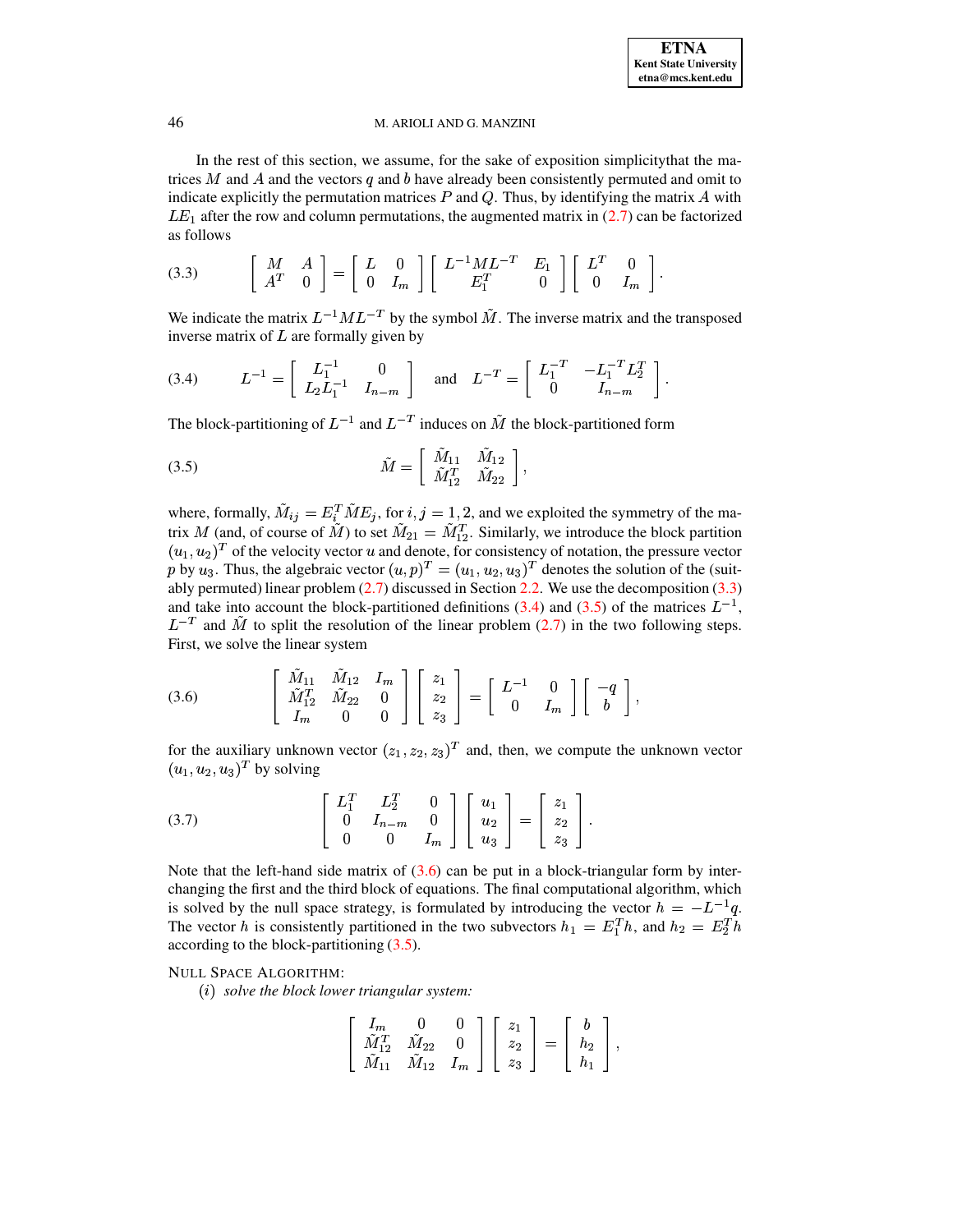In the rest of this section, we assume, for the sake of exposition simplicitythat the matrices $M$ and $A$ and the vectors $q$ and $b$ have already been consistently permuted and omit to indicate explicitly the permutation matrices $P$ and $Q$. Thus, by identifying the matrix $A$ with $LE_1$ after the row and column permutations, the augmented matrix in (2.7) can be factorized as follows

$$
\begin{bmatrix} M & A \\ A^T & 0 \end{bmatrix} = \begin{bmatrix} L & 0 \\ 0 & I_m \end{bmatrix} \begin{bmatrix} L^{-1}ML^{-T} & E_1 \\ E_1^T & 0 \end{bmatrix} \begin{bmatrix} L^T & 0 \\ 0 & I_m \end{bmatrix}. \tag{3.3}
$$

We indicate the matrix $L^{-1}ML^{-T}$ by the symbol $\tilde{M}$. The inverse matrix and the transposed inverse matrix of $L$ are formally given by

$$
L^{-1} = \begin{bmatrix} L_1^{-1} & 0 \\ L_2 L_1^{-1} & I_{n-m} \end{bmatrix} \quad \text{and} \quad L^{-T} = \begin{bmatrix} L_1^{-T} & -L_1^{-T}L_2^T \\ 0 & I_{n-m} \end{bmatrix}. \tag{3.4}
$$

The block-partitioning of $L^{-1}$ and $L^{-T}$ induces on $\tilde{M}$ the block-partitioned form

$$
\tilde{M} = \begin{bmatrix} \tilde{M}_{11} & \tilde{M}_{12} \\ \tilde{M}_{12}^T & \tilde{M}_{22} \end{bmatrix}, \tag{3.5}
$$

where, formally, $\tilde{M}_{ij} = E_i^T \tilde{M} E_j$, for $i,j = 1,2$, and we exploited the symmetry of the matrix $M$ (and, of course of $\tilde{M}$) to set $\tilde{M}_{21} = \tilde{M}_{12}^T$. Similarly, we introduce the block partition $(u_1, u_2)^T$ of the velocity vector $u$ and denote, for consistency of notation, the pressure vector $p$ by $u_3$. Thus, the algebraic vector $(u,p)^T = (u_1, u_2, u_3)^T$ denotes the solution of the (suitably permuted) linear problem (2.7) discussed in Section 2.2. We use the decomposition (3.3) and take into account the block-partitioned definitions (3.4) and (3.5) of the matrices $L^{-1}$, $L^{-T}$ and $\tilde{M}$ to split the resolution of the linear problem (2.7) in the two following steps. First, we solve the linear system

$$
\begin{bmatrix} \tilde{M}_{11} & \tilde{M}_{12} & I_m \\ \tilde{M}_{12}^T & \tilde{M}_{22} & 0 \\ I_m & 0 & 0 \end{bmatrix} \begin{bmatrix} z_1 \\ z_2 \\ z_3 \end{bmatrix} = \begin{bmatrix} L^{-1} & 0 \\ 0 & I_m \end{bmatrix} \begin{bmatrix} -q \\ b \end{bmatrix}, \tag{3.6}
$$

for the auxiliary unknown vector $(z_1, z_2, z_3)^T$ and, then, we compute the unknown vector $(u_1, u_2, u_3)^T$ by solving

$$
\begin{bmatrix} L_1^T & L_2^T & 0 \\ 0 & I_{n-m} & 0 \\ 0 & 0 & I_m \end{bmatrix} \begin{bmatrix} u_1 \\ u_2 \\ u_3 \end{bmatrix} = \begin{bmatrix} z_1 \\ z_2 \\ z_3 \end{bmatrix}. \tag{3.7}
$$

Note that the left-hand side matrix of (3.6) can be put in a block-triangular form by interchanging the first and the third block of equations. The final computational algorithm, which is solved by the null space strategy, is formulated by introducing the vector $h = -L^{-1}q$. The vector $h$ is consistently partitioned in the two subvectors $h_1 = E_1^T h$, and $h_2 = E_2^T h$ according to the block-partitioning (3.5).

NULL SPACE ALGORITHM:

$(i)$ *solve the block lower triangular system:*

$$
\begin{bmatrix} I_m & 0 & 0 \\ \tilde{M}_{12}^T & \tilde{M}_{22} & 0 \\ \tilde{M}_{11} & \tilde{M}_{12} & I_m \end{bmatrix} \begin{bmatrix} z_1 \\ z_2 \\ z_3 \end{bmatrix} = \begin{bmatrix} b \\ h_2 \\ h_1 \end{bmatrix},
$$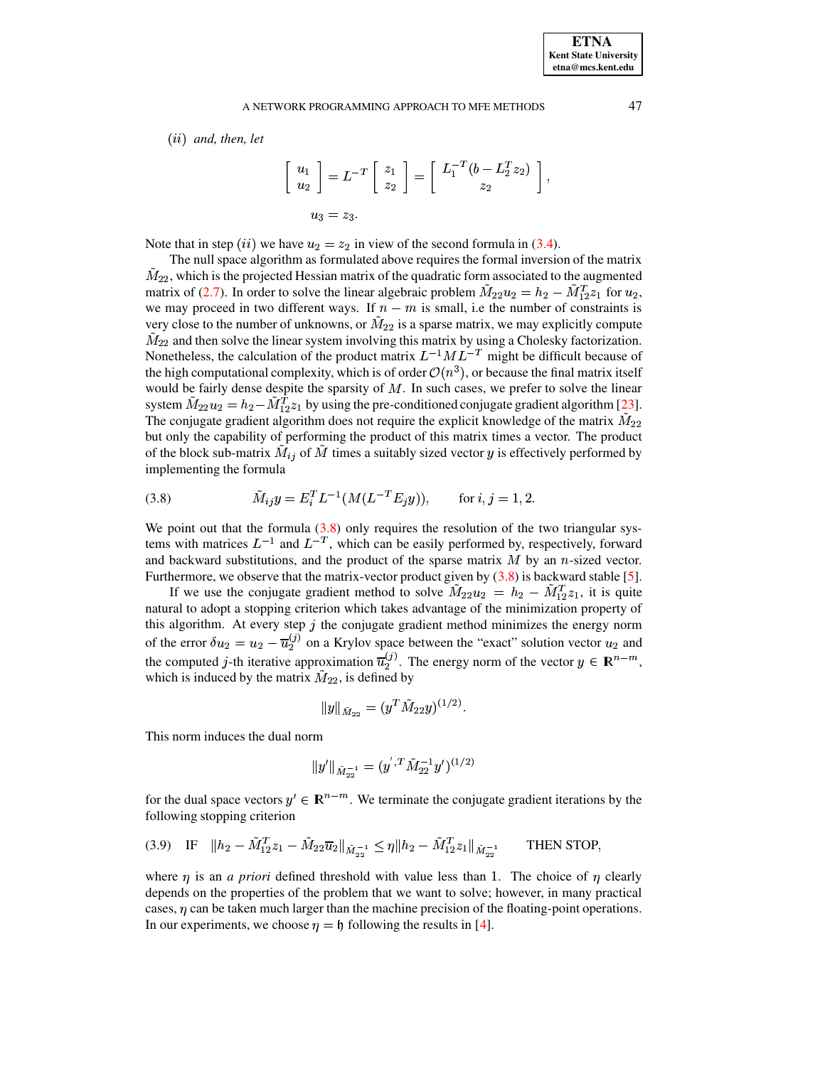$(ii)$ *and, then, let*

$$\begin{bmatrix} u_1 \\ u_2 \end{bmatrix} = L^{-T} \begin{bmatrix} z_1 \\ z_2 \end{bmatrix} = \begin{bmatrix} L_1^{-T}(b - L_2^T z_2) \\ z_2 \end{bmatrix},$$

$$u_3 = z_3.$$

Note that in step $(ii)$ we have $u_2 = z_2$ in view of the second formula in (3.4).

The null space algorithm as formulated above requires the formal inversion of the matrix $\tilde{M}_{22}$, which is the projected Hessian matrix of the quadratic form associated to the augmented matrix of (2.7). In order to solve the linear algebraic problem $\tilde{M}_{22} u_2 = h_2 - \tilde{M}_{12}^T z_1$ for $u_2$, we may proceed in two different ways. If $n - m$ is small, i.e the number of constraints is very close to the number of unknowns, or $\tilde{M}_{22}$ is a sparse matrix, we may explicitly compute $\tilde{M}_{22}$ and then solve the linear system involving this matrix by using a Cholesky factorization. Nonetheless, the calculation of the product matrix $L^{-1} M L^{-T}$ might be difficult because of the high computational complexity, which is of order $\mathcal{O}(n^3)$, or because the final matrix itself would be fairly dense despite the sparsity of $M$. In such cases, we prefer to solve the linear system $\tilde{M}_{22} u_2 = h_2 - \tilde{M}_{12}^T z_1$ by using the pre-conditioned conjugate gradient algorithm [23]. The conjugate gradient algorithm does not require the explicit knowledge of the matrix $\tilde{M}_{22}$ but only the capability of performing the product of this matrix times a vector. The product of the block sub-matrix $\tilde{M}_{ij}$ of $\tilde{M}$ times a suitably sized vector $y$ is effectively performed by implementing the formula

$$\tilde{M}_{ij} y = E_i^T L^{-1} (M (L^{-T} E_j y)), \qquad \text{for } i, j = 1, 2. \tag{3.8}$$

We point out that the formula (3.8) only requires the resolution of the two triangular systems with matrices $L^{-1}$ and $L^{-T}$, which can be easily performed by, respectively, forward and backward substitutions, and the product of the sparse matrix $M$ by an $n$-sized vector. Furthermore, we observe that the matrix-vector product given by (3.8) is backward stable [5].

If we use the conjugate gradient method to solve $\tilde{M}_{22} u_2 = h_2 - \tilde{M}_{12}^T z_1$, it is quite natural to adopt a stopping criterion which takes advantage of the minimization property of this algorithm. At every step $j$ the conjugate gradient method minimizes the energy norm of the error $\delta u_2 = u_2 - \overline{u}_2^{(j)}$ on a Krylov space between the "exact" solution vector $u_2$ and the computed $j$-th iterative approximation $\overline{u}_2^{(j)}$. The energy norm of the vector $y \in \mathbf{R}^{n-m}$, which is induced by the matrix $\tilde{M}_{22}$, is defined by

$$\|y\|_{\tilde{M}_{22}} = (y^T \tilde{M}_{22} y)^{(1/2)}.$$

This norm induces the dual norm

$$\|y'\|_{\tilde{M}_{22}^{-1}} = (y^{',T} \tilde{M}_{22}^{-1} y')^{(1/2)}$$

for the dual space vectors $y' \in \mathbf{R}^{n-m}$. We terminate the conjugate gradient iterations by the following stopping criterion

$$\text{IF} \quad \|h_2 - \tilde{M}_{12}^T z_1 - \tilde{M}_{22} \overline{u}_2\|_{\tilde{M}_{22}^{-1}} \leq \eta \|h_2 - \tilde{M}_{12}^T z_1\|_{\tilde{M}_{22}^{-1}} \qquad \text{THEN STOP,} \tag{3.9}$$

where $\eta$ is an *a priori* defined threshold with value less than 1. The choice of $\eta$ clearly depends on the properties of the problem that we want to solve; however, in many practical cases, $\eta$ can be taken much larger than the machine precision of the floating-point operations. In our experiments, we choose $\eta = \mathfrak{h}$ following the results in [4].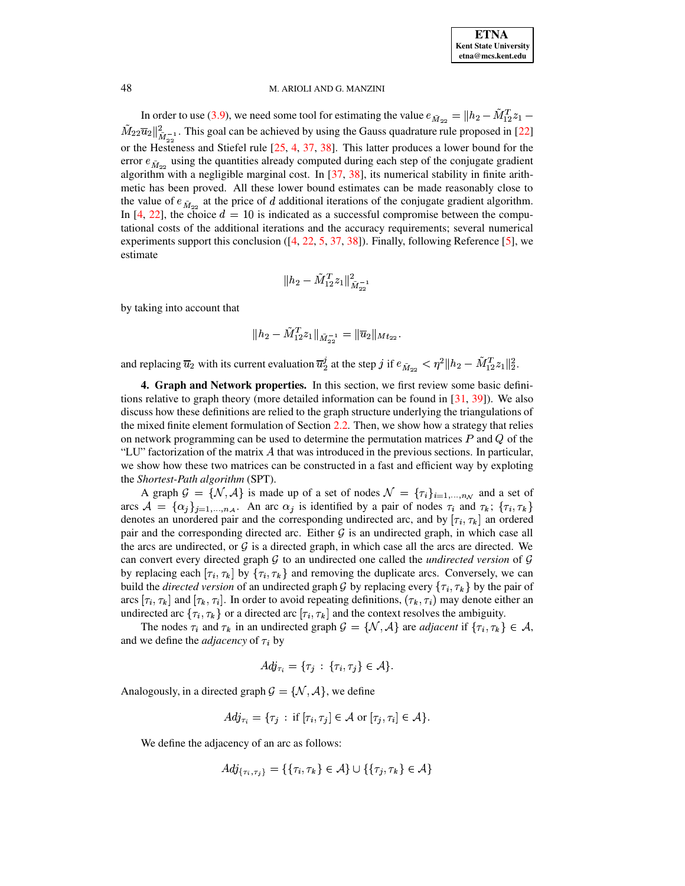In order to use (3.9), we need some tool for estimating the value $e_{\tilde{M}_{22}} = \|h_2 - \tilde{M}_{12}^T z_1 - \tilde{M}_{22}\overline{u}_2\|^2_{\tilde{M}_{22}^{-1}}$. This goal can be achieved by using the Gauss quadrature rule proposed in [22] or the Hesteness and Stiefel rule [25, 4, 37, 38]. This latter produces a lower bound for the error $e_{\tilde{M}_{22}}$ using the quantities already computed during each step of the conjugate gradient algorithm with a negligible marginal cost. In [37, 38], its numerical stability in finite arithmetic has been proved. All these lower bound estimates can be made reasonably close to the value of $e_{\tilde{M}_{22}}$ at the price of $d$ additional iterations of the conjugate gradient algorithm. In [4, 22], the choice $d = 10$ is indicated as a successful compromise between the computational costs of the additional iterations and the accuracy requirements; several numerical experiments support this conclusion ([4, 22, 5, 37, 38]). Finally, following Reference [5], we estimate

$$\|h_2 - \tilde{M}_{12}^T z_1\|^2_{\tilde{M}_{22}^{-1}}$$

by taking into account that

$$\|h_2 - \tilde{M}_{12}^T z_1\|_{\tilde{M}_{22}^{-1}} = \|\overline{u}_2\|_{Mt_{22}}.$$

and replacing $\overline{u}_2$ with its current evaluation $\overline{u}_2^j$ at the step $j$ if $e_{\tilde{M}_{22}} < \eta^2 \|h_2 - \tilde{M}_{12}^T z_1\|_2^2$.

**4. Graph and Network properties.** In this section, we first review some basic definitions relative to graph theory (more detailed information can be found in [31, 39]). We also discuss how these definitions are relied to the graph structure underlying the triangulations of the mixed finite element formulation of Section 2.2. Then, we show how a strategy that relies on network programming can be used to determine the permutation matrices $P$ and $Q$ of the "LU" factorization of the matrix $A$ that was introduced in the previous sections. In particular, we show how these two matrices can be constructed in a fast and efficient way by exploting the *Shortest-Path algorithm* (SPT).

A graph $\mathcal{G} = \{\mathcal{N}, \mathcal{A}\}$ is made up of a set of nodes $\mathcal{N} = \{\tau_i\}_{i=1,\ldots,n_{\mathcal{N}}}$ and a set of arcs $\mathcal{A} = \{\alpha_j\}_{j=1,\ldots,n_{\mathcal{A}}}$. An arc $\alpha_j$ is identified by a pair of nodes $\tau_i$ and $\tau_k$; $\{\tau_i, \tau_k\}$ denotes an unordered pair and the corresponding undirected arc, and by $[\tau_i, \tau_k]$ an ordered pair and the corresponding directed arc. Either $\mathcal{G}$ is an undirected graph, in which case all the arcs are undirected, or $\mathcal{G}$ is a directed graph, in which case all the arcs are directed. We can convert every directed graph $\mathcal{G}$ to an undirected one called the *undirected version* of $\mathcal{G}$ by replacing each $[\tau_i, \tau_k]$ by $\{\tau_i, \tau_k\}$ and removing the duplicate arcs. Conversely, we can build the *directed version* of an undirected graph $\mathcal{G}$ by replacing every $\{\tau_i, \tau_k\}$ by the pair of arcs $[\tau_i, \tau_k]$ and $[\tau_k, \tau_i]$. In order to avoid repeating definitions, $(\tau_k, \tau_i)$ may denote either an undirected arc $\{\tau_i, \tau_k\}$ or a directed arc $[\tau_i, \tau_k]$ and the context resolves the ambiguity.

The nodes $\tau_i$ and $\tau_k$ in an undirected graph $\mathcal{G} = \{\mathcal{N}, \mathcal{A}\}$ are *adjacent* if $\{\tau_i, \tau_k\} \in \mathcal{A}$, and we define the *adjacency* of $\tau_i$ by

$$Adj_{\tau_i} = \{\tau_j \,:\, \{\tau_i, \tau_j\} \in \mathcal{A}\}.$$

Analogously, in a directed graph $\mathcal{G} = \{\mathcal{N}, \mathcal{A}\}$, we define

$$Adj_{\tau_i} = \{\tau_j \,:\, \text{if } [\tau_i, \tau_j] \in \mathcal{A} \text{ or } [\tau_j, \tau_i] \in \mathcal{A}\}.$$

We define the adjacency of an arc as follows:

$$Adj_{\{\tau_i, \tau_j\}} = \{\{\tau_i, \tau_k\} \in \mathcal{A}\} \cup \{\{\tau_j, \tau_k\} \in \mathcal{A}\}$$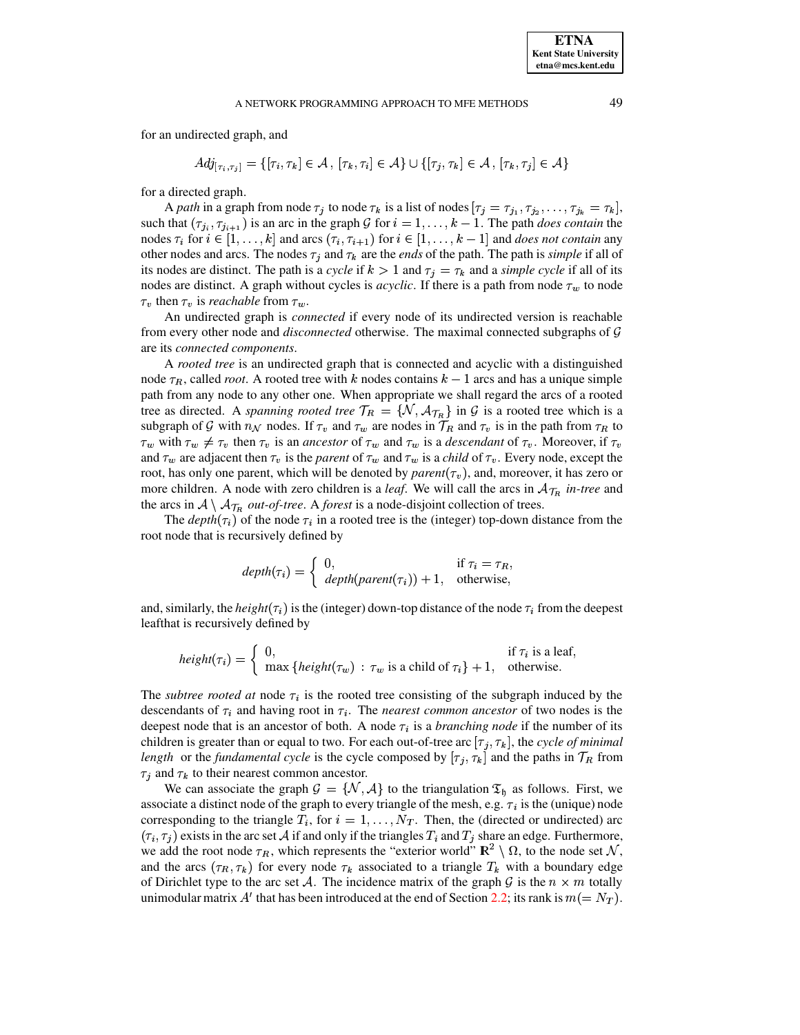for an undirected graph, and

$$Adj_{[\tau_i,\tau_j]} = \{[\tau_i, \tau_k] \in \mathcal{A}\,,\, [\tau_k, \tau_i] \in \mathcal{A}\} \cup \{[\tau_j, \tau_k] \in \mathcal{A}\,,\, [\tau_k, \tau_j] \in \mathcal{A}\}$$

for a directed graph.

A *path* in a graph from node $\tau_j$ to node $\tau_k$ is a list of nodes $[\tau_j = \tau_{j_1}, \tau_{j_2}, \ldots, \tau_{j_k} = \tau_k]$, such that $(\tau_{j_i}, \tau_{j_{i+1}})$ is an arc in the graph $\mathcal{G}$ for $i = 1, \ldots, k-1$. The path *does contain* the nodes $\tau_i$ for $i \in [1, \ldots, k]$ and arcs $(\tau_i, \tau_{i+1})$ for $i \in [1, \ldots, k-1]$ and *does not contain* any other nodes and arcs. The nodes $\tau_j$ and $\tau_k$ are the *ends* of the path. The path is *simple* if all of its nodes are distinct. The path is a *cycle* if $k > 1$ and $\tau_j = \tau_k$ and a *simple cycle* if all of its nodes are distinct. A graph without cycles is *acyclic*. If there is a path from node $\tau_w$ to node $\tau_v$ then $\tau_v$ is *reachable* from $\tau_w$.

An undirected graph is *connected* if every node of its undirected version is reachable from every other node and *disconnected* otherwise. The maximal connected subgraphs of $\mathcal{G}$ are its *connected components*.

A *rooted tree* is an undirected graph that is connected and acyclic with a distinguished node $\tau_R$, called *root*. A rooted tree with $k$ nodes contains $k-1$ arcs and has a unique simple path from any node to any other one. When appropriate we shall regard the arcs of a rooted tree as directed. A *spanning rooted tree* $\mathcal{T}_R = \{\mathcal{N}, \mathcal{A}_{\mathcal{T}_R}\}$ in $\mathcal{G}$ is a rooted tree which is a subgraph of $\mathcal{G}$ with $n_{\mathcal{N}}$ nodes. If $\tau_v$ and $\tau_w$ are nodes in $\mathcal{T}_R$ and $\tau_v$ is in the path from $\tau_R$ to $\tau_w$ with $\tau_w \neq \tau_v$ then $\tau_v$ is an *ancestor* of $\tau_w$ and $\tau_w$ is a *descendant* of $\tau_v$. Moreover, if $\tau_v$ and $\tau_w$ are adjacent then $\tau_v$ is the *parent* of $\tau_w$ and $\tau_w$ is a *child* of $\tau_v$. Every node, except the root, has only one parent, which will be denoted by *parent*$(\tau_v)$, and, moreover, it has zero or more children. A node with zero children is a *leaf*. We will call the arcs in $\mathcal{A}_{\mathcal{T}_R}$ *in-tree* and the arcs in $\mathcal{A} \setminus \mathcal{A}_{\mathcal{T}_R}$ *out-of-tree*. A *forest* is a node-disjoint collection of trees.

The *depth*$(\tau_i)$ of the node $\tau_i$ in a rooted tree is the (integer) top-down distance from the root node that is recursively defined by

$$depth(\tau_i) = \begin{cases} 0, & \text{if } \tau_i = \tau_R, \\ depth(parent(\tau_i)) + 1, & \text{otherwise,} \end{cases}$$

and, similarly, the *height*$(\tau_i)$ is the (integer) down-top distance of the node $\tau_i$ from the deepest leafthat is recursively defined by

$$height(\tau_i) = \begin{cases} 0, & \text{if } \tau_i \text{ is a leaf,} \\ \max\{height(\tau_w) \,:\, \tau_w \text{ is a child of } \tau_i\} + 1, & \text{otherwise.} \end{cases}$$

The *subtree rooted at* node $\tau_i$ is the rooted tree consisting of the subgraph induced by the descendants of $\tau_i$ and having root in $\tau_i$. The *nearest common ancestor* of two nodes is the deepest node that is an ancestor of both. A node $\tau_i$ is a *branching node* if the number of its children is greater than or equal to two. For each out-of-tree arc $[\tau_j, \tau_k]$, the *cycle of minimal length* or the *fundamental cycle* is the cycle composed by $[\tau_j, \tau_k]$ and the paths in $\mathcal{T}_R$ from $\tau_j$ and $\tau_k$ to their nearest common ancestor.

We can associate the graph $\mathcal{G} = \{\mathcal{N}, \mathcal{A}\}$ to the triangulation $\mathfrak{T}_{\mathfrak{h}}$ as follows. First, we associate a distinct node of the graph to every triangle of the mesh, e.g. $\tau_i$ is the (unique) node corresponding to the triangle $T_i$, for $i = 1, \ldots, N_T$. Then, the (directed or undirected) arc $(\tau_i, \tau_j)$ exists in the arc set $\mathcal{A}$ if and only if the triangles $T_i$ and $T_j$ share an edge. Furthermore, we add the root node $\tau_R$, which represents the "exterior world" $\mathbb{R}^2 \setminus \Omega$, to the node set $\mathcal{N}$, and the arcs $(\tau_R, \tau_k)$ for every node $\tau_k$ associated to a triangle $T_k$ with a boundary edge of Dirichlet type to the arc set $\mathcal{A}$. The incidence matrix of the graph $\mathcal{G}$ is the $n \times m$ totally unimodular matrix $A'$ that has been introduced at the end of Section 2.2; its rank is $m (= N_T)$.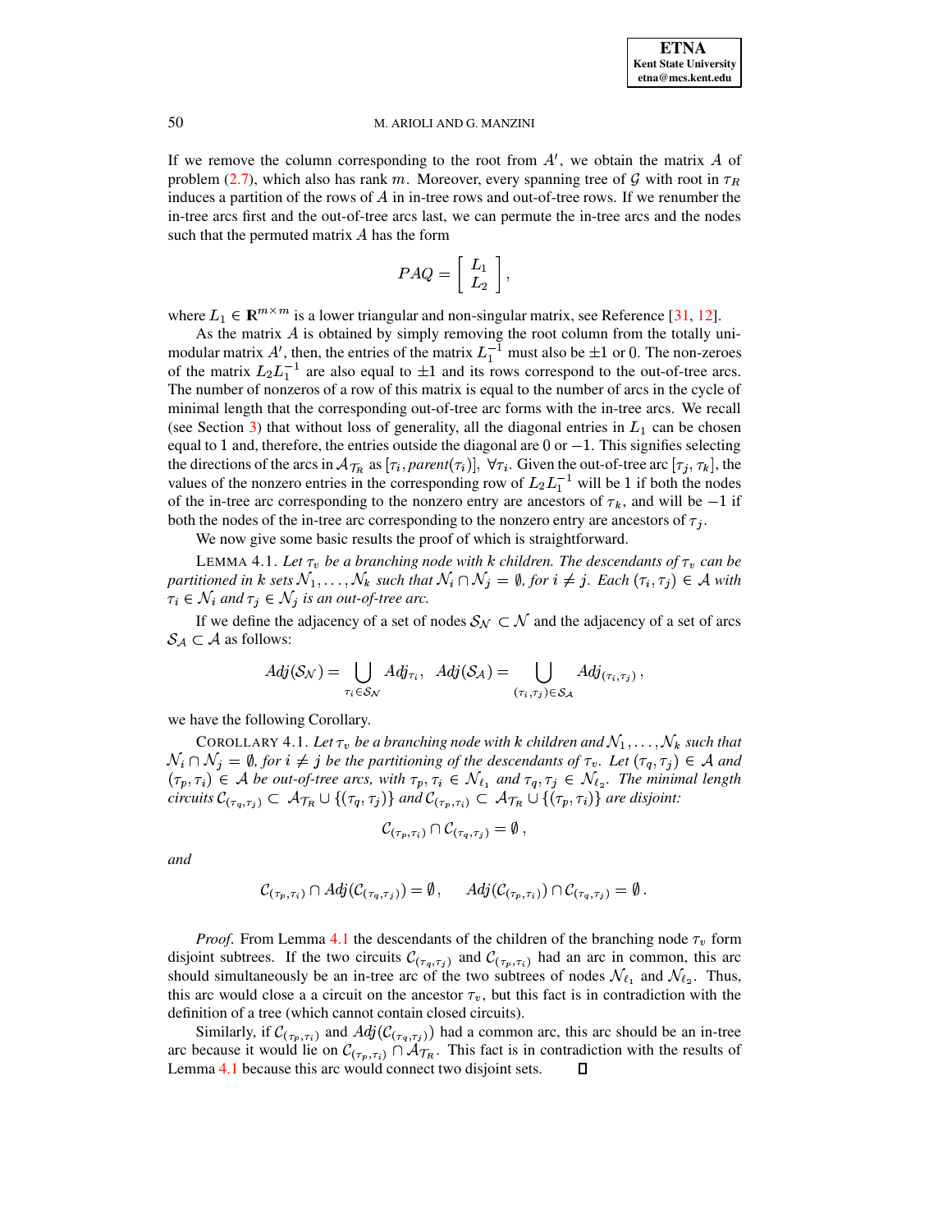If we remove the column corresponding to the root from $A'$, we obtain the matrix $A$ of problem (2.7), which also has rank $m$. Moreover, every spanning tree of $\mathcal{G}$ with root in $\tau_R$ induces a partition of the rows of $A$ in in-tree rows and out-of-tree rows. If we renumber the in-tree arcs first and the out-of-tree arcs last, we can permute the in-tree arcs and the nodes such that the permuted matrix $A$ has the form

$$PAQ = \begin{bmatrix} L_1 \\ L_2 \end{bmatrix},$$

where $L_1 \in \mathbb{R}^{m \times m}$ is a lower triangular and non-singular matrix, see Reference [31, 12].

As the matrix $A$ is obtained by simply removing the root column from the totally unimodular matrix $A'$, then, the entries of the matrix $L_1^{-1}$ must also be $\pm 1$ or $0$. The non-zeroes of the matrix $L_2 L_1^{-1}$ are also equal to $\pm 1$ and its rows correspond to the out-of-tree arcs. The number of nonzeros of a row of this matrix is equal to the number of arcs in the cycle of minimal length that the corresponding out-of-tree arc forms with the in-tree arcs. We recall (see Section 3) that without loss of generality, all the diagonal entries in $L_1$ can be chosen equal to 1 and, therefore, the entries outside the diagonal are 0 or $-1$. This signifies selecting the directions of the arcs in $\mathcal{A}_{\mathcal{T}_R}$ as $[\tau_i, parent(\tau_i)]$, $\forall \tau_i$. Given the out-of-tree arc $[\tau_j, \tau_k]$, the values of the nonzero entries in the corresponding row of $L_2 L_1^{-1}$ will be 1 if both the nodes of the in-tree arc corresponding to the nonzero entry are ancestors of $\tau_k$, and will be $-1$ if both the nodes of the in-tree arc corresponding to the nonzero entry are ancestors of $\tau_j$.

We now give some basic results the proof of which is straightforward.

LEMMA 4.1. *Let $\tau_v$ be a branching node with $k$ children. The descendants of $\tau_v$ can be partitioned in $k$ sets $\mathcal{N}_1, \ldots, \mathcal{N}_k$ such that $\mathcal{N}_i \cap \mathcal{N}_j = \emptyset$, for $i \neq j$. Each $(\tau_i, \tau_j) \in \mathcal{A}$ with $\tau_i \in \mathcal{N}_i$ and $\tau_j \in \mathcal{N}_j$ is an out-of-tree arc.*

If we define the adjacency of a set of nodes $\mathcal{S}_{\mathcal{N}} \subset \mathcal{N}$ and the adjacency of a set of arcs $\mathcal{S}_{\mathcal{A}} \subset \mathcal{A}$ as follows:

$$Adj(\mathcal{S}_{\mathcal{N}}) = \bigcup_{\tau_i \in \mathcal{S}_{\mathcal{N}}} Adj_{\tau_i}, \quad Adj(\mathcal{S}_{\mathcal{A}}) = \bigcup_{(\tau_i, \tau_j) \in \mathcal{S}_{\mathcal{A}}} Adj_{(\tau_i, \tau_j)},$$

we have the following Corollary.

COROLLARY 4.1. *Let $\tau_v$ be a branching node with $k$ children and $\mathcal{N}_1, \ldots, \mathcal{N}_k$ such that $\mathcal{N}_i \cap \mathcal{N}_j = \emptyset$, for $i \neq j$ be the partitioning of the descendants of $\tau_v$. Let $(\tau_q, \tau_j) \in \mathcal{A}$ and $(\tau_p, \tau_i) \in \mathcal{A}$ be out-of-tree arcs, with $\tau_p, \tau_i \in \mathcal{N}_{\ell_1}$ and $\tau_q, \tau_j \in \mathcal{N}_{\ell_2}$. The minimal length circuits $\mathcal{C}_{(\tau_q, \tau_j)} \subset \mathcal{A}_{\mathcal{T}_R} \cup \{(\tau_q, \tau_j)\}$ and $\mathcal{C}_{(\tau_p, \tau_i)} \subset \mathcal{A}_{\mathcal{T}_R} \cup \{(\tau_p, \tau_i)\}$ are disjoint:*

$$\mathcal{C}_{(\tau_p, \tau_i)} \cap \mathcal{C}_{(\tau_q, \tau_j)} = \emptyset,$$

*and*

$$\mathcal{C}_{(\tau_p, \tau_i)} \cap Adj(\mathcal{C}_{(\tau_q, \tau_j)}) = \emptyset, \qquad Adj(\mathcal{C}_{(\tau_p, \tau_i)}) \cap \mathcal{C}_{(\tau_q, \tau_j)} = \emptyset.$$

*Proof.* From Lemma 4.1 the descendants of the children of the branching node $\tau_v$ form disjoint subtrees. If the two circuits $\mathcal{C}_{(\tau_q, \tau_j)}$ and $\mathcal{C}_{(\tau_p, \tau_i)}$ had an arc in common, this arc should simultaneously be an in-tree arc of the two subtrees of nodes $\mathcal{N}_{\ell_1}$ and $\mathcal{N}_{\ell_2}$. Thus, this arc would close a a circuit on the ancestor $\tau_v$, but this fact is in contradiction with the definition of a tree (which cannot contain closed circuits).

Similarly, if $\mathcal{C}_{(\tau_p, \tau_i)}$ and $Adj(\mathcal{C}_{(\tau_q, \tau_j)})$ had a common arc, this arc should be an in-tree arc because it would lie on $\mathcal{C}_{(\tau_p, \tau_i)} \cap \mathcal{A}_{\mathcal{T}_R}$. This fact is in contradiction with the results of Lemma 4.1 because this arc would connect two disjoint sets. $\square$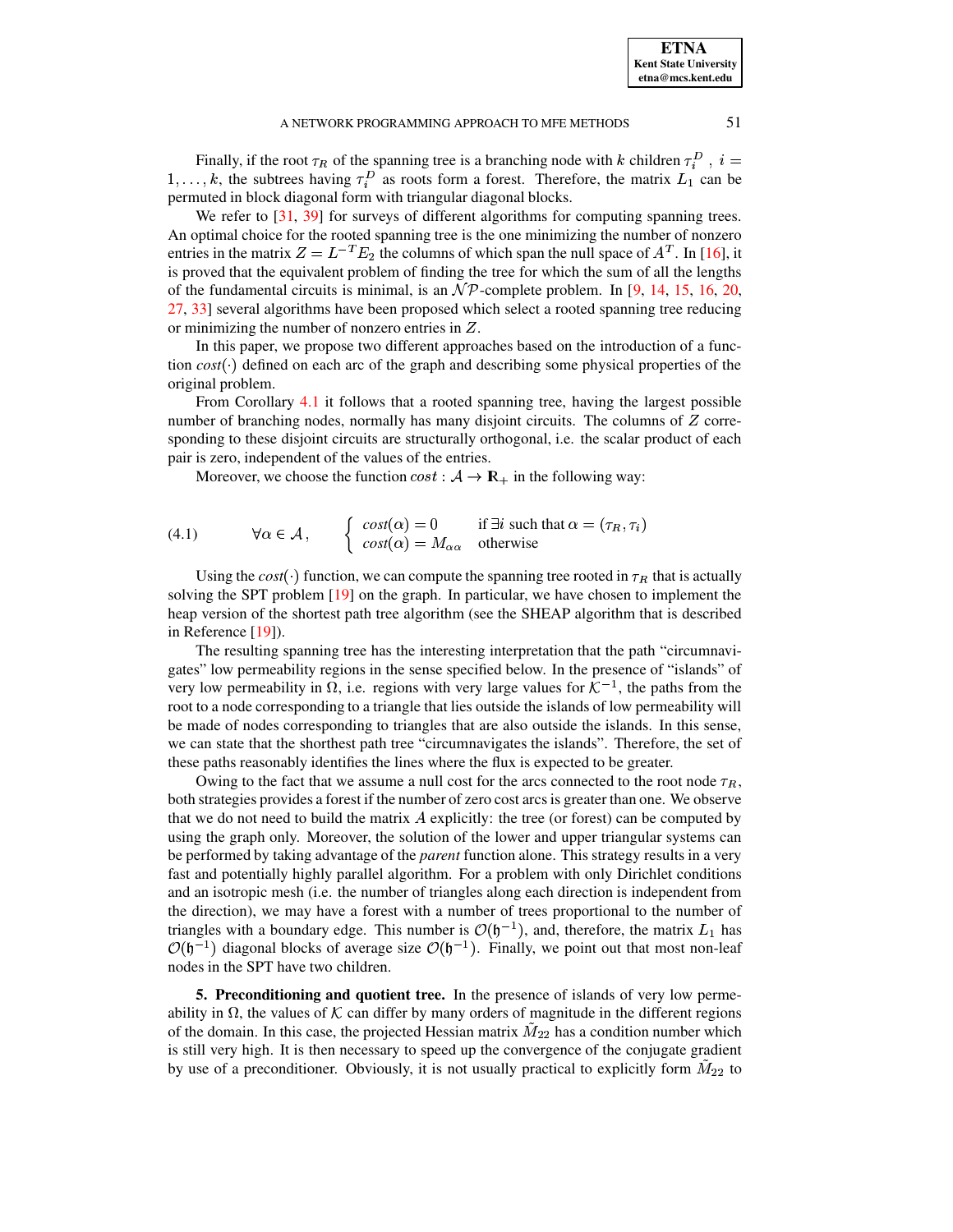Finally, if the root $\tau_R$ of the spanning tree is a branching node with $k$ children $\tau_i^D$ , $i = 1, \ldots, k$, the subtrees having $\tau_i^D$ as roots form a forest. Therefore, the matrix $L_1$ can be permuted in block diagonal form with triangular diagonal blocks.

We refer to [31, 39] for surveys of different algorithms for computing spanning trees. An optimal choice for the rooted spanning tree is the one minimizing the number of nonzero entries in the matrix $Z = L^{-T}E_2$ the columns of which span the null space of $A^T$. In [16], it is proved that the equivalent problem of finding the tree for which the sum of all the lengths of the fundamental circuits is minimal, is an $\mathcal{NP}$-complete problem. In [9, 14, 15, 16, 20, 27, 33] several algorithms have been proposed which select a rooted spanning tree reducing or minimizing the number of nonzero entries in $Z$.

In this paper, we propose two different approaches based on the introduction of a function *cost*$(\cdot)$ defined on each arc of the graph and describing some physical properties of the original problem.

From Corollary 4.1 it follows that a rooted spanning tree, having the largest possible number of branching nodes, normally has many disjoint circuits. The columns of $Z$ corresponding to these disjoint circuits are structurally orthogonal, i.e. the scalar product of each pair is zero, independent of the values of the entries.

Moreover, we choose the function $cost : \mathcal{A} \to \mathbb{R}_+$ in the following way:

$$\forall \alpha \in \mathcal{A}, \qquad \begin{cases} cost(\alpha) = 0 & \text{if } \exists i \text{ such that } \alpha = (\tau_R, \tau_i) \\ cost(\alpha) = M_{\alpha\alpha} & \text{otherwise} \end{cases} \tag{4.1}$$

Using the *cost*$(\cdot)$ function, we can compute the spanning tree rooted in $\tau_R$ that is actually solving the SPT problem [19] on the graph. In particular, we have chosen to implement the heap version of the shortest path tree algorithm (see the SHEAP algorithm that is described in Reference [19]).

The resulting spanning tree has the interesting interpretation that the path "circumnavigates" low permeability regions in the sense specified below. In the presence of "islands" of very low permeability in $\Omega$, i.e. regions with very large values for $\mathcal{K}^{-1}$, the paths from the root to a node corresponding to a triangle that lies outside the islands of low permeability will be made of nodes corresponding to triangles that are also outside the islands. In this sense, we can state that the shortest path tree "circumnavigates the islands". Therefore, the set of these paths reasonably identifies the lines where the flux is expected to be greater.

Owing to the fact that we assume a null cost for the arcs connected to the root node $\tau_R$, both strategies provides a forest if the number of zero cost arcs is greater than one. We observe that we do not need to build the matrix $A$ explicitly: the tree (or forest) can be computed by using the graph only. Moreover, the solution of the lower and upper triangular systems can be performed by taking advantage of the *parent* function alone. This strategy results in a very fast and potentially highly parallel algorithm. For a problem with only Dirichlet conditions and an isotropic mesh (i.e. the number of triangles along each direction is independent from the direction), we may have a forest with a number of trees proportional to the number of triangles with a boundary edge. This number is $\mathcal{O}(\mathfrak{h}^{-1})$, and, therefore, the matrix $L_1$ has $\mathcal{O}(\mathfrak{h}^{-1})$ diagonal blocks of average size $\mathcal{O}(\mathfrak{h}^{-1})$. Finally, we point out that most non-leaf nodes in the SPT have two children.

**5. Preconditioning and quotient tree.** In the presence of islands of very low permeability in $\Omega$, the values of $\mathcal{K}$ can differ by many orders of magnitude in the different regions of the domain. In this case, the projected Hessian matrix $\tilde{M}_{22}$ has a condition number which is still very high. It is then necessary to speed up the convergence of the conjugate gradient by use of a preconditioner. Obviously, it is not usually practical to explicitly form $\tilde{M}_{22}$ to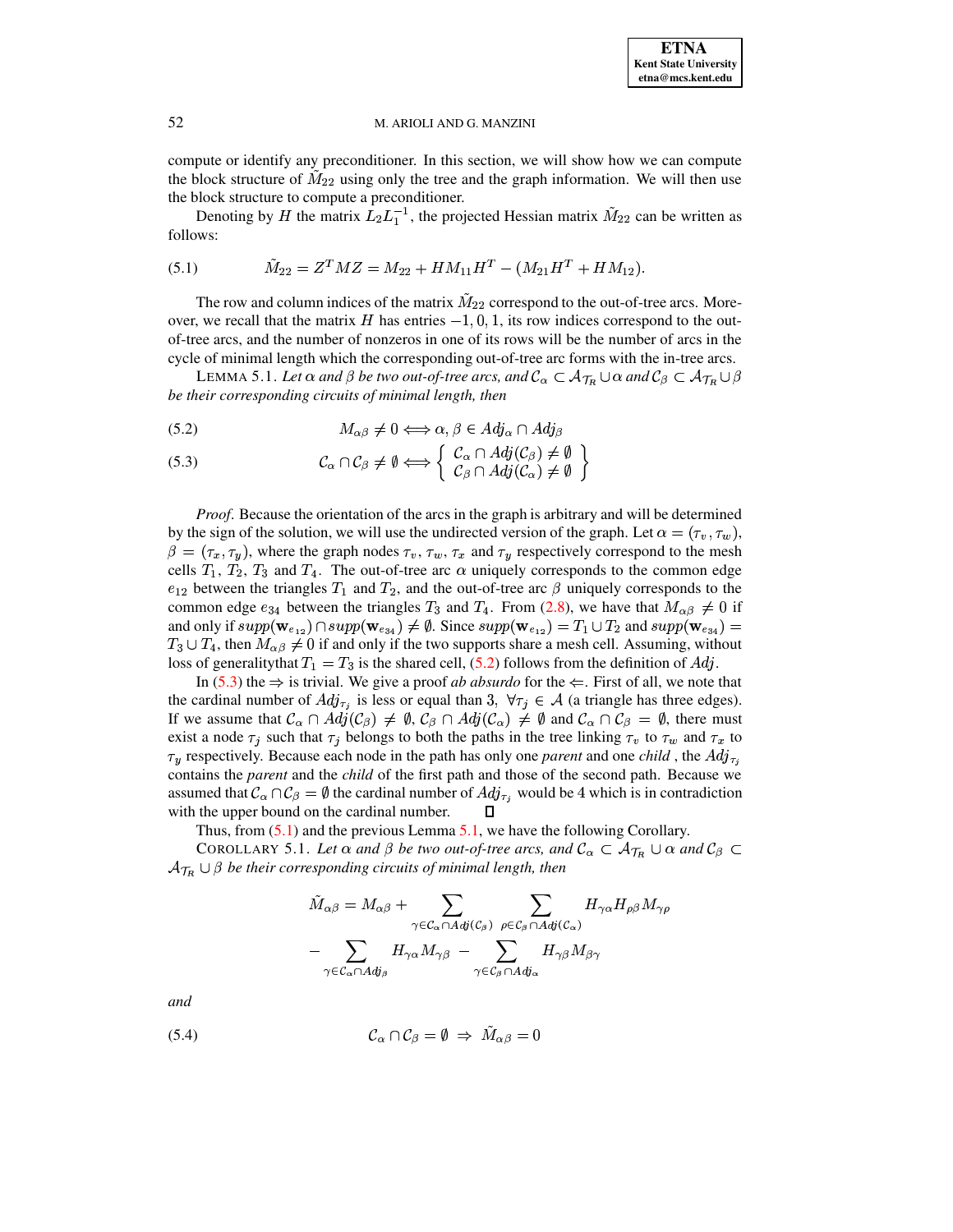compute or identify any preconditioner. In this section, we will show how we can compute the block structure of $\tilde{M}_{22}$ using only the tree and the graph information. We will then use the block structure to compute a preconditioner.

Denoting by $H$ the matrix $L_2 L_1^{-1}$, the projected Hessian matrix $\tilde{M}_{22}$ can be written as follows:

$$\tilde{M}_{22} = Z^T M Z = M_{22} + H M_{11} H^T - (M_{21} H^T + H M_{12}). \tag{5.1}$$

The row and column indices of the matrix $\tilde{M}_{22}$ correspond to the out-of-tree arcs. Moreover, we recall that the matrix $H$ has entries $-1, 0, 1$, its row indices correspond to the out-of-tree arcs, and the number of nonzeros in one of its rows will be the number of arcs in the cycle of minimal length which the corresponding out-of-tree arc forms with the in-tree arcs.

LEMMA 5.1. *Let $\alpha$ and $\beta$ be two out-of-tree arcs, and $\mathcal{C}_\alpha \subset \mathcal{A}_{\mathcal{T}_R} \cup \alpha$ and $\mathcal{C}_\beta \subset \mathcal{A}_{\mathcal{T}_R} \cup \beta$ be their corresponding circuits of minimal length, then*

$$M_{\alpha\beta} \neq 0 \Longleftrightarrow \alpha, \beta \in Adj_\alpha \cap Adj_\beta \tag{5.2}$$

$$\mathcal{C}_\alpha \cap \mathcal{C}_\beta \neq \emptyset \Longleftrightarrow \left\{ \begin{array}{c} \mathcal{C}_\alpha \cap Adj(\mathcal{C}_\beta) \neq \emptyset \\ \mathcal{C}_\beta \cap Adj(\mathcal{C}_\alpha) \neq \emptyset \end{array} \right\} \tag{5.3}$$

*Proof.* Because the orientation of the arcs in the graph is arbitrary and will be determined by the sign of the solution, we will use the undirected version of the graph. Let $\alpha = (\tau_v, \tau_w)$, $\beta = (\tau_x, \tau_y)$, where the graph nodes $\tau_v$, $\tau_w$, $\tau_x$ and $\tau_y$ respectively correspond to the mesh cells $T_1$, $T_2$, $T_3$ and $T_4$. The out-of-tree arc $\alpha$ uniquely corresponds to the common edge $e_{12}$ between the triangles $T_1$ and $T_2$, and the out-of-tree arc $\beta$ uniquely corresponds to the common edge $e_{34}$ between the triangles $T_3$ and $T_4$. From (2.8), we have that $M_{\alpha\beta} \neq 0$ if and only if $supp(\mathbf{w}_{e_{12}}) \cap supp(\mathbf{w}_{e_{34}}) \neq \emptyset$. Since $supp(\mathbf{w}_{e_{12}}) = T_1 \cup T_2$ and $supp(\mathbf{w}_{e_{34}}) = T_3 \cup T_4$, then $M_{\alpha\beta} \neq 0$ if and only if the two supports share a mesh cell. Assuming, without loss of generalitythat $T_1 = T_3$ is the shared cell, (5.2) follows from the definition of $Adj$.

In (5.3) the $\Rightarrow$ is trivial. We give a proof *ab absurdo* for the $\Leftarrow$. First of all, we note that the cardinal number of $Adj_{\tau_j}$ is less or equal than 3, $\forall \tau_j \in \mathcal{A}$ (a triangle has three edges). If we assume that $\mathcal{C}_\alpha \cap Adj(\mathcal{C}_\beta) \neq \emptyset$, $\mathcal{C}_\beta \cap Adj(\mathcal{C}_\alpha) \neq \emptyset$ and $\mathcal{C}_\alpha \cap \mathcal{C}_\beta = \emptyset$, there must exist a node $\tau_j$ such that $\tau_j$ belongs to both the paths in the tree linking $\tau_v$ to $\tau_w$ and $\tau_x$ to $\tau_y$ respectively. Because each node in the path has only one *parent* and one *child* , the $Adj_{\tau_j}$ contains the *parent* and the *child* of the first path and those of the second path. Because we assumed that $\mathcal{C}_\alpha \cap \mathcal{C}_\beta = \emptyset$ the cardinal number of $Adj_{\tau_j}$ would be 4 which is in contradiction with the upper bound on the cardinal number. $\square$

Thus, from (5.1) and the previous Lemma 5.1, we have the following Corollary.

COROLLARY 5.1. *Let $\alpha$ and $\beta$ be two out-of-tree arcs, and $\mathcal{C}_\alpha \subset \mathcal{A}_{\mathcal{T}_R} \cup \alpha$ and $\mathcal{C}_\beta \subset \mathcal{A}_{\mathcal{T}_R} \cup \beta$ be their corresponding circuits of minimal length, then*

$$\begin{aligned} \tilde{M}_{\alpha\beta} = M_{\alpha\beta} &+ \sum_{\gamma \in \mathcal{C}_\alpha \cap Adj(\mathcal{C}_\beta)} \; \sum_{\rho \in \mathcal{C}_\beta \cap Adj(\mathcal{C}_\alpha)} H_{\gamma\alpha} H_{\rho\beta} M_{\gamma\rho} \\ &- \sum_{\gamma \in \mathcal{C}_\alpha \cap Adj_\beta} H_{\gamma\alpha} M_{\gamma\beta} - \sum_{\gamma \in \mathcal{C}_\beta \cap Adj_\alpha} H_{\gamma\beta} M_{\beta\gamma} \end{aligned}$$

*and*

$$\mathcal{C}_\alpha \cap \mathcal{C}_\beta = \emptyset \;\Rightarrow\; \tilde{M}_{\alpha\beta} = 0 \tag{5.4}$$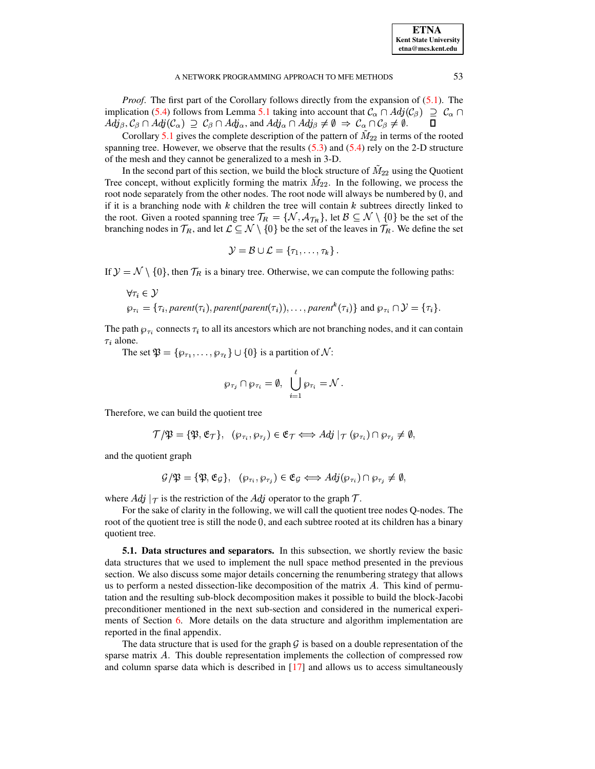*Proof*. The first part of the Corollary follows directly from the expansion of (5.1). The implication (5.4) follows from Lemma 5.1 taking into account that $\mathcal{C}_\alpha \cap Adj(\mathcal{C}_\beta) \supseteq \mathcal{C}_\alpha \cap Adj_\beta, \mathcal{C}_\beta \cap Adj(\mathcal{C}_\alpha) \supseteq \mathcal{C}_\beta \cap Adj_\alpha$, and $Adj_\alpha \cap Adj_\beta \neq \emptyset \Rightarrow \mathcal{C}_\alpha \cap \mathcal{C}_\beta \neq \emptyset$. □

Corollary 5.1 gives the complete description of the pattern of $\tilde{M}_{22}$ in terms of the rooted spanning tree. However, we observe that the results (5.3) and (5.4) rely on the 2-D structure of the mesh and they cannot be generalized to a mesh in 3-D.

In the second part of this section, we build the block structure of $\tilde{M}_{22}$ using the Quotient Tree concept, without explicitly forming the matrix $\tilde{M}_{22}$. In the following, we process the root node separately from the other nodes. The root node will always be numbered by $0$, and if it is a branching node with $k$ children the tree will contain $k$ subtrees directly linked to the root. Given a rooted spanning tree $\mathcal{T}_R = \{\mathcal{N}, \mathcal{A}_{\mathcal{T}_R}\}$, let $\mathcal{B} \subseteq \mathcal{N} \setminus \{0\}$ be the set of the branching nodes in $\mathcal{T}_R$, and let $\mathcal{L} \subseteq \mathcal{N} \setminus \{0\}$ be the set of the leaves in $\mathcal{T}_R$. We define the set

$$\mathcal{Y} = \mathcal{B} \cup \mathcal{L} = \{\tau_1, \ldots, \tau_k\}.$$

If $\mathcal{Y} = \mathcal{N} \setminus \{0\}$, then $\mathcal{T}_R$ is a binary tree. Otherwise, we can compute the following paths:

$$\forall \tau_i \in \mathcal{Y}$$
$$\wp_{\tau_i} = \{\tau_i, parent(\tau_i), parent(parent(\tau_i)), \ldots, parent^k(\tau_i)\} \text{ and } \wp_{\tau_i} \cap \mathcal{Y} = \{\tau_i\}.$$

The path $\wp_{\tau_i}$ connects $\tau_i$ to all its ancestors which are not branching nodes, and it can contain $\tau_i$ alone.

The set $\mathfrak{P} = \{\wp_{\tau_1}, \ldots, \wp_{\tau_\ell}\} \cup \{0\}$ is a partition of $\mathcal{N}$:

$$\wp_{\tau_j} \cap \wp_{\tau_i} = \emptyset, \quad \bigcup_{i=1}^{\ell} \wp_{\tau_i} = \mathcal{N}.$$

Therefore, we can build the quotient tree

$$\mathcal{T}/\mathfrak{P} = \{\mathfrak{P}, \mathfrak{E}_\mathcal{T}\}, \quad (\wp_{\tau_i}, \wp_{\tau_j}) \in \mathfrak{E}_\mathcal{T} \Longleftrightarrow Adj\mid_\mathcal{T}(\wp_{\tau_i}) \cap \wp_{\tau_j} \neq \emptyset,$$

and the quotient graph

$$\mathcal{G}/\mathfrak{P} = \{\mathfrak{P}, \mathfrak{E}_\mathcal{G}\}, \quad (\wp_{\tau_i}, \wp_{\tau_j}) \in \mathfrak{E}_\mathcal{G} \Longleftrightarrow Adj(\wp_{\tau_i}) \cap \wp_{\tau_j} \neq \emptyset,$$

where $Adj\mid_\mathcal{T}$ is the restriction of the $Adj$ operator to the graph $\mathcal{T}$.

For the sake of clarity in the following, we will call the quotient tree nodes Q-nodes. The root of the quotient tree is still the node $0$, and each subtree rooted at its children has a binary quotient tree.

**5.1. Data structures and separators.** In this subsection, we shortly review the basic data structures that we used to implement the null space method presented in the previous section. We also discuss some major details concerning the renumbering strategy that allows us to perform a nested dissection-like decomposition of the matrix $A$. This kind of permutation and the resulting sub-block decomposition makes it possible to build the block-Jacobi preconditioner mentioned in the next sub-section and considered in the numerical experiments of Section 6. More details on the data structure and algorithm implementation are reported in the final appendix.

The data structure that is used for the graph $\mathcal{G}$ is based on a double representation of the sparse matrix $A$. This double representation implements the collection of compressed row and column sparse data which is described in [17] and allows us to access simultaneously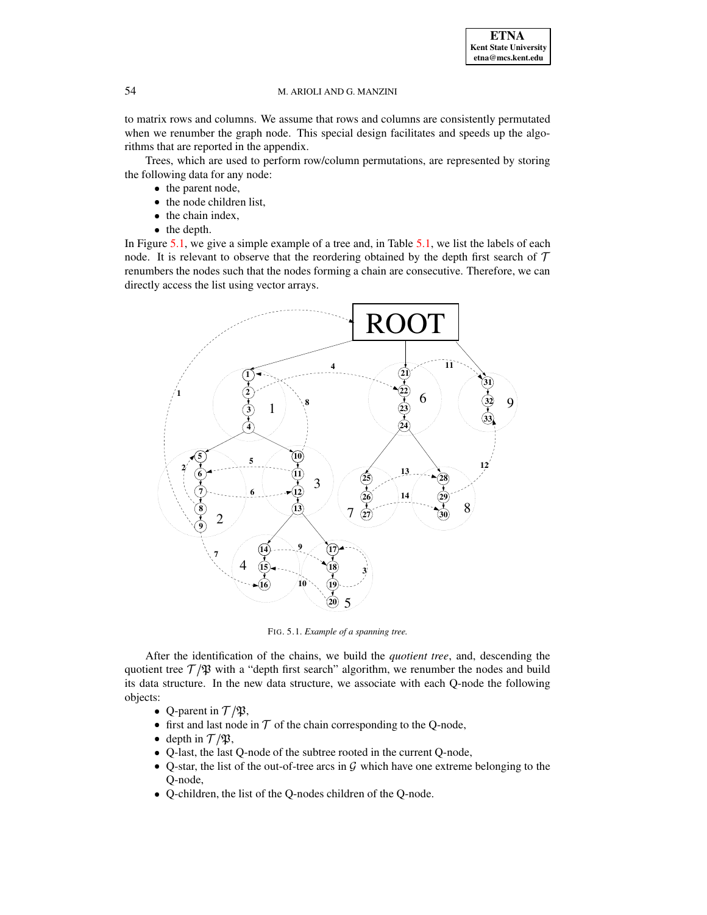to matrix rows and columns. We assume that rows and columns are consistently permutated when we renumber the graph node. This special design facilitates and speeds up the algorithms that are reported in the appendix.

Trees, which are used to perform row/column permutations, are represented by storing the following data for any node:

- the parent node,
- the node children list,
- the chain index,
- the depth.

In Figure 5.1, we give a simple example of a tree and, in Table 5.1, we list the labels of each node. It is relevant to observe that the reordering obtained by the depth first search of $\mathcal{T}$ renumbers the nodes such that the nodes forming a chain are consecutive. Therefore, we can directly access the list using vector arrays.

FIG. 5.1. *Example of a spanning tree.*

After the identification of the chains, we build the *quotient tree*, and, descending the quotient tree $\mathcal{T}/\mathfrak{P}$ with a "depth first search" algorithm, we renumber the nodes and build its data structure. In the new data structure, we associate with each Q-node the following objects:

- Q-parent in $\mathcal{T}/\mathfrak{P}$,
- first and last node in $\mathcal{T}$ of the chain corresponding to the Q-node,
- depth in $\mathcal{T}/\mathfrak{P}$,
- Q-last, the last Q-node of the subtree rooted in the current Q-node,
- Q-star, the list of the out-of-tree arcs in $\mathcal{G}$ which have one extreme belonging to the Q-node,
- Q-children, the list of the Q-nodes children of the Q-node.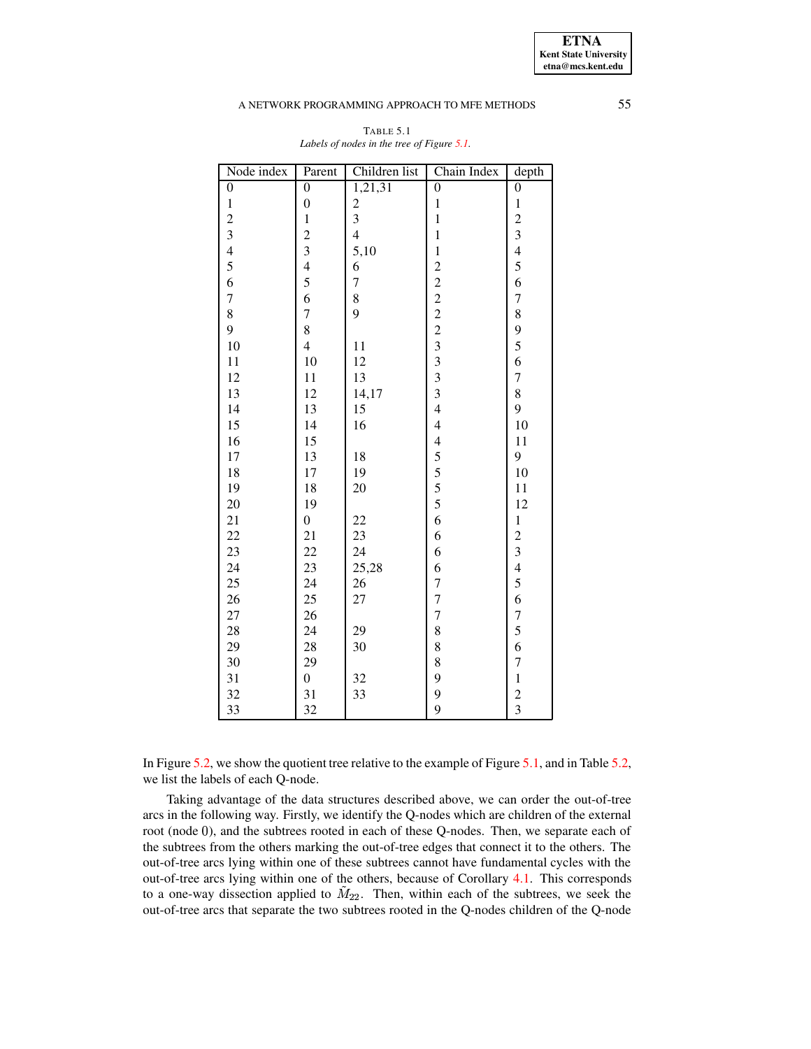TABLE 5.1
*Labels of nodes in the tree of Figure 5.1.*

| Node index | Parent | Children list | Chain Index | depth |
|---|---|---|---|---|
| 0 | 0 | 1,21,31 | 0 | 0 |
| 1 | 0 | 2 | 1 | 1 |
| 2 | 1 | 3 | 1 | 2 |
| 3 | 2 | 4 | 1 | 3 |
| 4 | 3 | 5,10 | 1 | 4 |
| 5 | 4 | 6 | 2 | 5 |
| 6 | 5 | 7 | 2 | 6 |
| 7 | 6 | 8 | 2 | 7 |
| 8 | 7 | 9 | 2 | 8 |
| 9 | 8 | | 2 | 9 |
| 10 | 4 | 11 | 3 | 5 |
| 11 | 10 | 12 | 3 | 6 |
| 12 | 11 | 13 | 3 | 7 |
| 13 | 12 | 14,17 | 3 | 8 |
| 14 | 13 | 15 | 4 | 9 |
| 15 | 14 | 16 | 4 | 10 |
| 16 | 15 | | 4 | 11 |
| 17 | 13 | 18 | 5 | 9 |
| 18 | 17 | 19 | 5 | 10 |
| 19 | 18 | 20 | 5 | 11 |
| 20 | 19 | | 5 | 12 |
| 21 | 0 | 22 | 6 | 1 |
| 22 | 21 | 23 | 6 | 2 |
| 23 | 22 | 24 | 6 | 3 |
| 24 | 23 | 25,28 | 6 | 4 |
| 25 | 24 | 26 | 7 | 5 |
| 26 | 25 | 27 | 7 | 6 |
| 27 | 26 | | 7 | 7 |
| 28 | 24 | 29 | 8 | 5 |
| 29 | 28 | 30 | 8 | 6 |
| 30 | 29 | | 8 | 7 |
| 31 | 0 | 32 | 9 | 1 |
| 32 | 31 | 33 | 9 | 2 |
| 33 | 32 | | 9 | 3 |

In Figure 5.2, we show the quotient tree relative to the example of Figure 5.1, and in Table 5.2, we list the labels of each Q-node.

Taking advantage of the data structures described above, we can order the out-of-tree arcs in the following way. Firstly, we identify the Q-nodes which are children of the external root (node 0), and the subtrees rooted in each of these Q-nodes. Then, we separate each of the subtrees from the others marking the out-of-tree edges that connect it to the others. The out-of-tree arcs lying within one of these subtrees cannot have fundamental cycles with the out-of-tree arcs lying within one of the others, because of Corollary 4.1. This corresponds to a one-way dissection applied to $\tilde{M}_{22}$. Then, within each of the subtrees, we seek the out-of-tree arcs that separate the two subtrees rooted in the Q-nodes children of the Q-node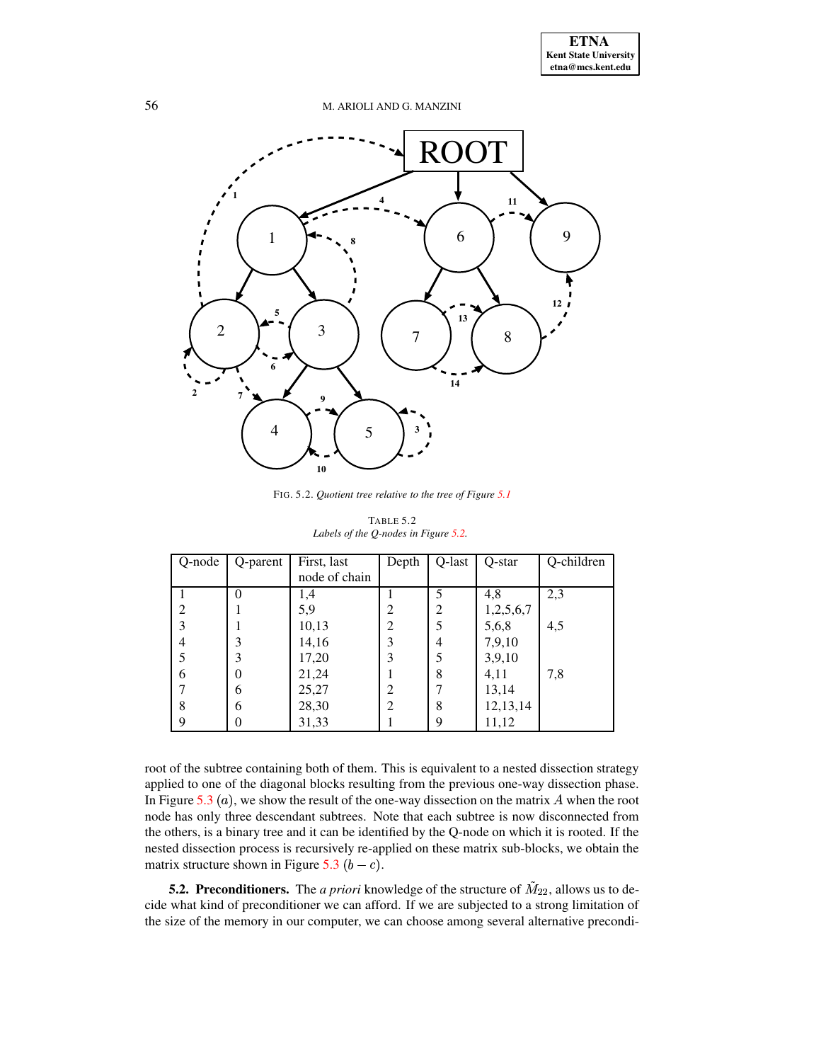FIG. 5.2. *Quotient tree relative to the tree of Figure 5.1*

TABLE 5.2
*Labels of the Q-nodes in Figure 5.2.*

| Q-node | Q-parent | First, last node of chain | Depth | Q-last | Q-star | Q-children |
|---|---|---|---|---|---|---|
| 1 | 0 | 1,4 | 1 | 5 | 4,8 | 2,3 |
| 2 | 1 | 5,9 | 2 | 2 | 1,2,5,6,7 | |
| 3 | 1 | 10,13 | 2 | 5 | 5,6,8 | 4,5 |
| 4 | 3 | 14,16 | 3 | 4 | 7,9,10 | |
| 5 | 3 | 17,20 | 3 | 5 | 3,9,10 | |
| 6 | 0 | 21,24 | 1 | 8 | 4,11 | 7,8 |
| 7 | 6 | 25,27 | 2 | 7 | 13,14 | |
| 8 | 6 | 28,30 | 2 | 8 | 12,13,14 | |
| 9 | 0 | 31,33 | 1 | 9 | 11,12 | |

root of the subtree containing both of them. This is equivalent to a nested dissection strategy applied to one of the diagonal blocks resulting from the previous one-way dissection phase. In Figure 5.3 $(a)$, we show the result of the one-way dissection on the matrix $A$ when the root node has only three descendant subtrees. Note that each subtree is now disconnected from the others, is a binary tree and it can be identified by the Q-node on which it is rooted. If the nested dissection process is recursively re-applied on these matrix sub-blocks, we obtain the matrix structure shown in Figure 5.3 $(b-c)$.

**5.2. Preconditioners.** The *a priori* knowledge of the structure of $\tilde{M}_{22}$, allows us to decide what kind of preconditioner we can afford. If we are subjected to a strong limitation of the size of the memory in our computer, we can choose among several alternative precondi-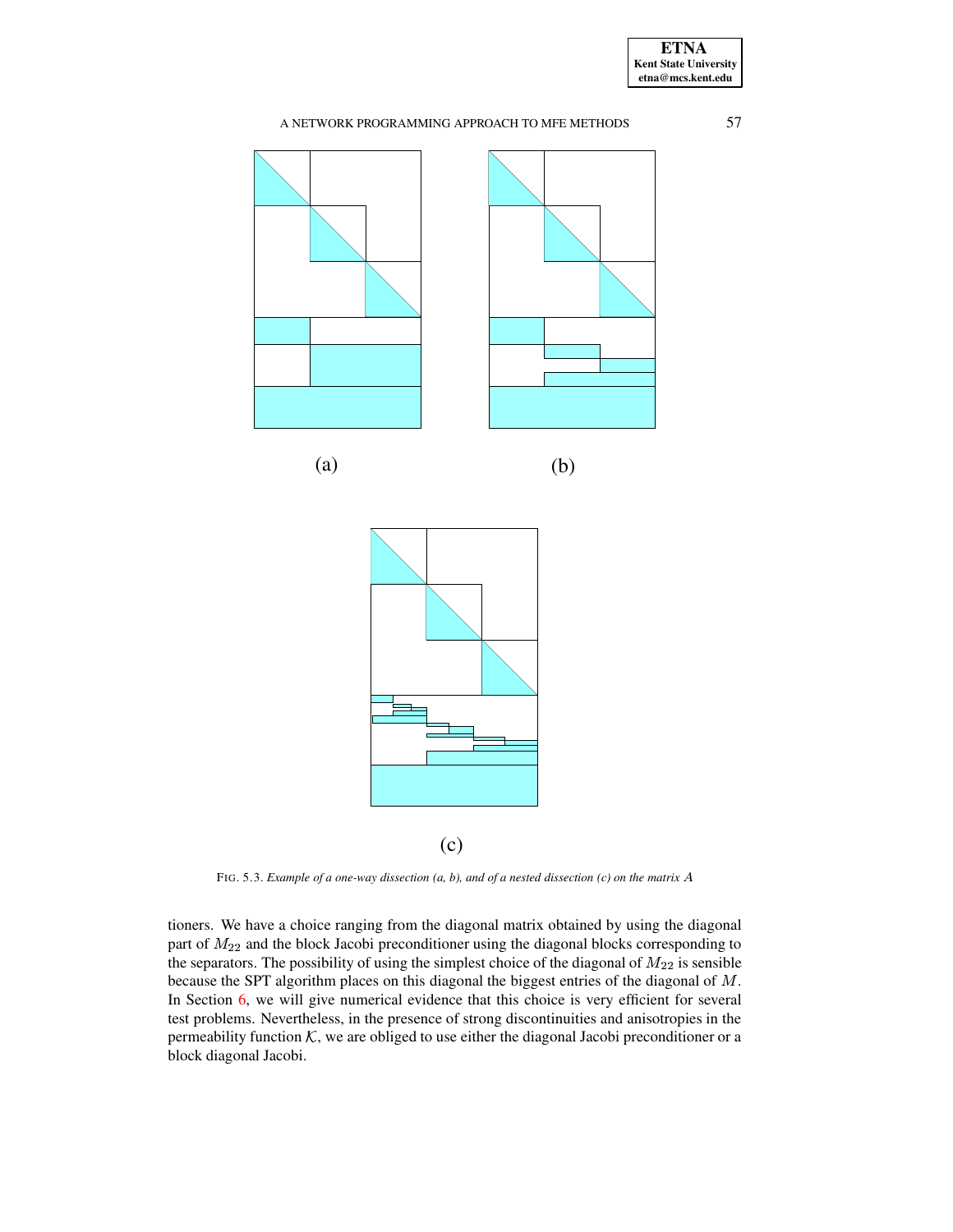(a)

(b)

(c)

FIG. 5.3. *Example of a one-way dissection (a, b), and of a nested dissection (c) on the matrix $A$*

tioners. We have a choice ranging from the diagonal matrix obtained by using the diagonal part of $M_{22}$ and the block Jacobi preconditioner using the diagonal blocks corresponding to the separators. The possibility of using the simplest choice of the diagonal of $M_{22}$ is sensible because the SPT algorithm places on this diagonal the biggest entries of the diagonal of $M$. In Section 6, we will give numerical evidence that this choice is very efficient for several test problems. Nevertheless, in the presence of strong discontinuities and anisotropies in the permeability function $\mathcal{K}$, we are obliged to use either the diagonal Jacobi preconditioner or a block diagonal Jacobi.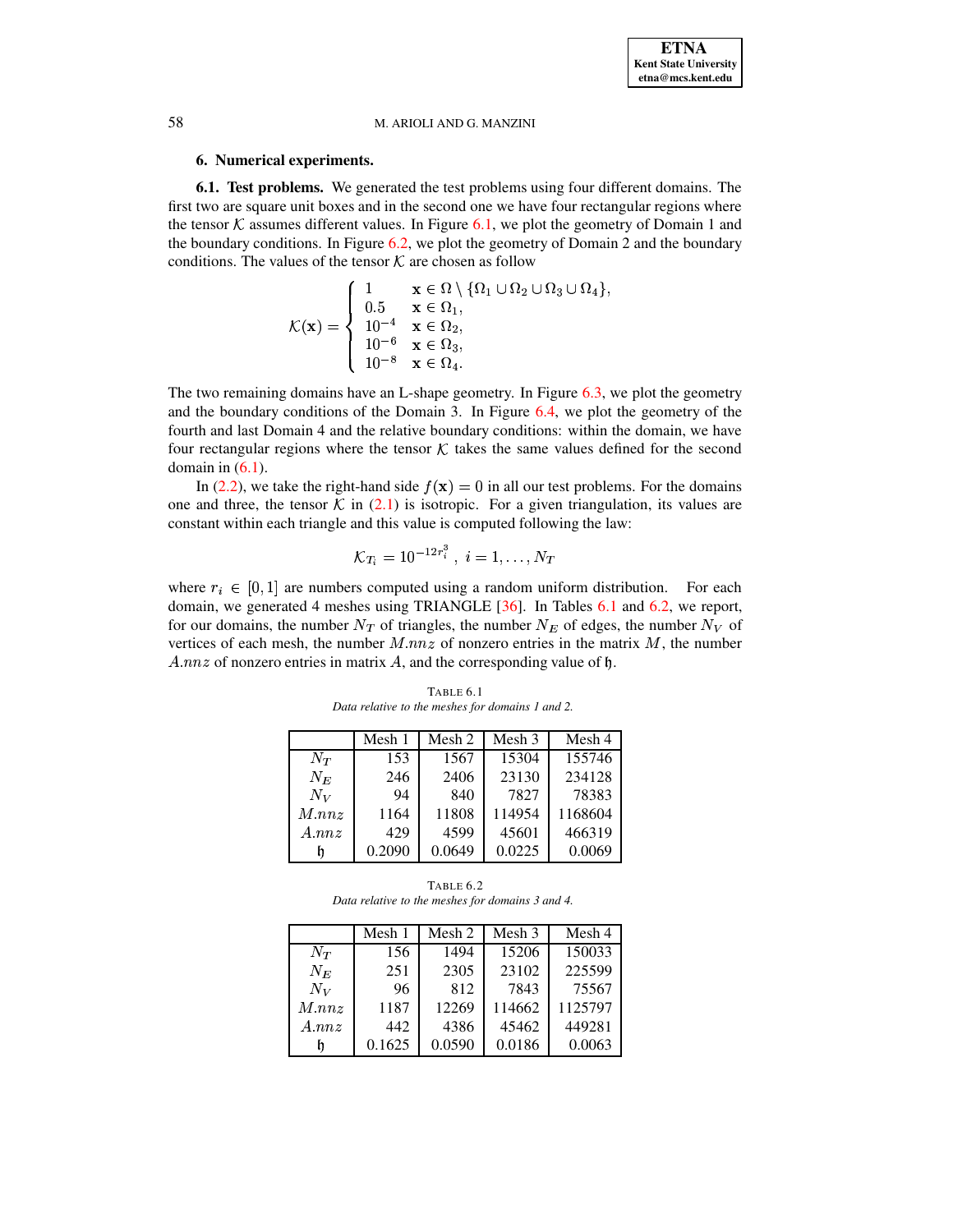## 6. Numerical experiments.

### 6.1. Test problems.

We generated the test problems using four different domains. The first two are square unit boxes and in the second one we have four rectangular regions where the tensor $\mathcal{K}$ assumes different values. In Figure 6.1, we plot the geometry of Domain 1 and the boundary conditions. In Figure 6.2, we plot the geometry of Domain 2 and the boundary conditions. The values of the tensor $\mathcal{K}$ are chosen as follow

$$\mathcal{K}(\mathbf{x}) = \begin{cases} 1 & \mathbf{x} \in \Omega \setminus \{\Omega_1 \cup \Omega_2 \cup \Omega_3 \cup \Omega_4\}, \\ 0.5 & \mathbf{x} \in \Omega_1, \\ 10^{-4} & \mathbf{x} \in \Omega_2, \\ 10^{-6} & \mathbf{x} \in \Omega_3, \\ 10^{-8} & \mathbf{x} \in \Omega_4. \end{cases}$$

The two remaining domains have an L-shape geometry. In Figure 6.3, we plot the geometry and the boundary conditions of the Domain 3. In Figure 6.4, we plot the geometry of the fourth and last Domain 4 and the relative boundary conditions: within the domain, we have four rectangular regions where the tensor $\mathcal{K}$ takes the same values defined for the second domain in (6.1).

In (2.2), we take the right-hand side $f(\mathbf{x}) = 0$ in all our test problems. For the domains one and three, the tensor $\mathcal{K}$ in (2.1) is isotropic. For a given triangulation, its values are constant within each triangle and this value is computed following the law:

$$\mathcal{K}_{T_i} = 10^{-12 r_i^3}, \; i = 1, \ldots, N_T$$

where $r_i \in [0, 1]$ are numbers computed using a random uniform distribution. For each domain, we generated 4 meshes using TRIANGLE [36]. In Tables 6.1 and 6.2, we report, for our domains, the number $N_T$ of triangles, the number $N_E$ of edges, the number $N_V$ of vertices of each mesh, the number $M.nnz$ of nonzero entries in the matrix $M$, the number $A.nnz$ of nonzero entries in matrix $A$, and the corresponding value of $\mathfrak{h}$.

TABLE 6.1
*Data relative to the meshes for domains 1 and 2.*

| | Mesh 1 | Mesh 2 | Mesh 3 | Mesh 4 |
|---|---|---|---|---|
| $N_T$ | 153 | 1567 | 15304 | 155746 |
| $N_E$ | 246 | 2406 | 23130 | 234128 |
| $N_V$ | 94 | 840 | 7827 | 78383 |
| $M.nnz$ | 1164 | 11808 | 114954 | 1168604 |
| $A.nnz$ | 429 | 4599 | 45601 | 466319 |
| $\mathfrak{h}$ | 0.2090 | 0.0649 | 0.0225 | 0.0069 |

TABLE 6.2
*Data relative to the meshes for domains 3 and 4.*

| | Mesh 1 | Mesh 2 | Mesh 3 | Mesh 4 |
|---|---|---|---|---|
| $N_T$ | 156 | 1494 | 15206 | 150033 |
| $N_E$ | 251 | 2305 | 23102 | 225599 |
| $N_V$ | 96 | 812 | 7843 | 75567 |
| $M.nnz$ | 1187 | 12269 | 114662 | 1125797 |
| $A.nnz$ | 442 | 4386 | 45462 | 449281 |
| $\mathfrak{h}$ | 0.1625 | 0.0590 | 0.0186 | 0.0063 |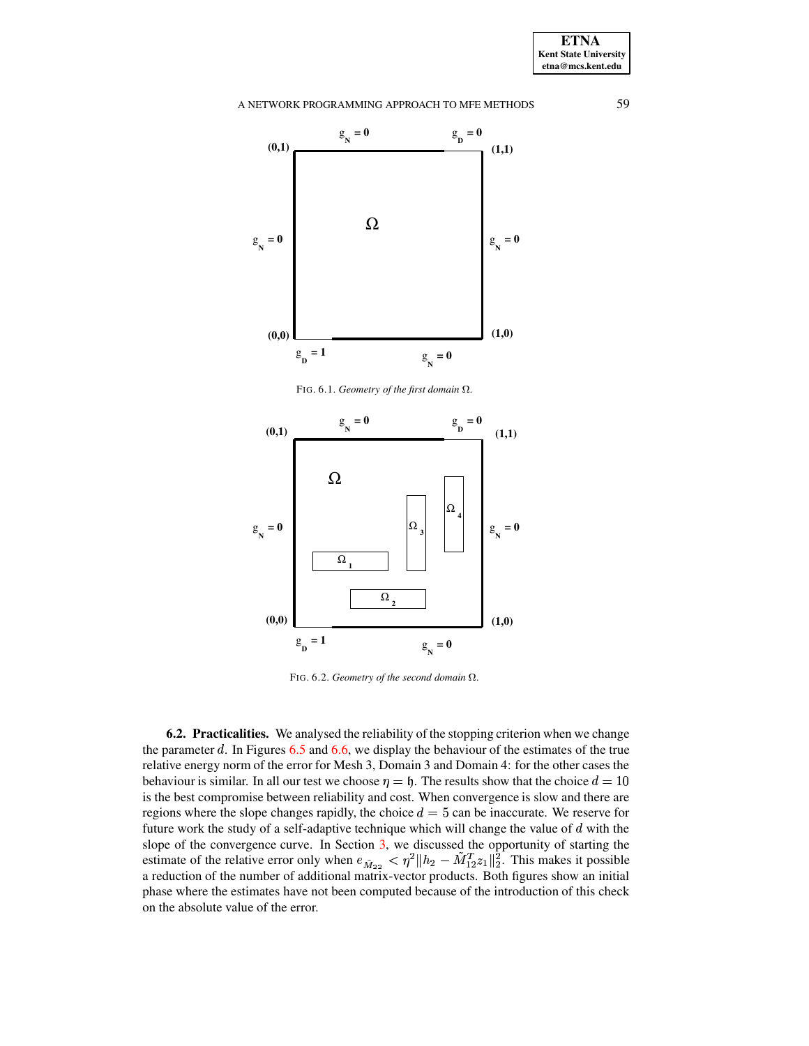FIG. 6.1. *Geometry of the first domain* $\Omega$.

FIG. 6.2. *Geometry of the second domain* $\Omega$.

**6.2. Practicalities.** We analysed the reliability of the stopping criterion when we change the parameter $d$. In Figures 6.5 and 6.6, we display the behaviour of the estimates of the true relative energy norm of the error for Mesh 3, Domain 3 and Domain 4: for the other cases the behaviour is similar. In all our test we choose $\eta = \mathfrak{h}$. The results show that the choice $d = 10$ is the best compromise between reliability and cost. When convergence is slow and there are regions where the slope changes rapidly, the choice $d = 5$ can be inaccurate. We reserve for future work the study of a self-adaptive technique which will change the value of $d$ with the slope of the convergence curve. In Section 3, we discussed the opportunity of starting the estimate of the relative error only when $e_{\tilde{M}_{22}} < \eta^2 \|h_2 - \tilde{M}_{12}^T z_1\|_2^2$. This makes it possible a reduction of the number of additional matrix-vector products. Both figures show an initial phase where the estimates have not been computed because of the introduction of this check on the absolute value of the error.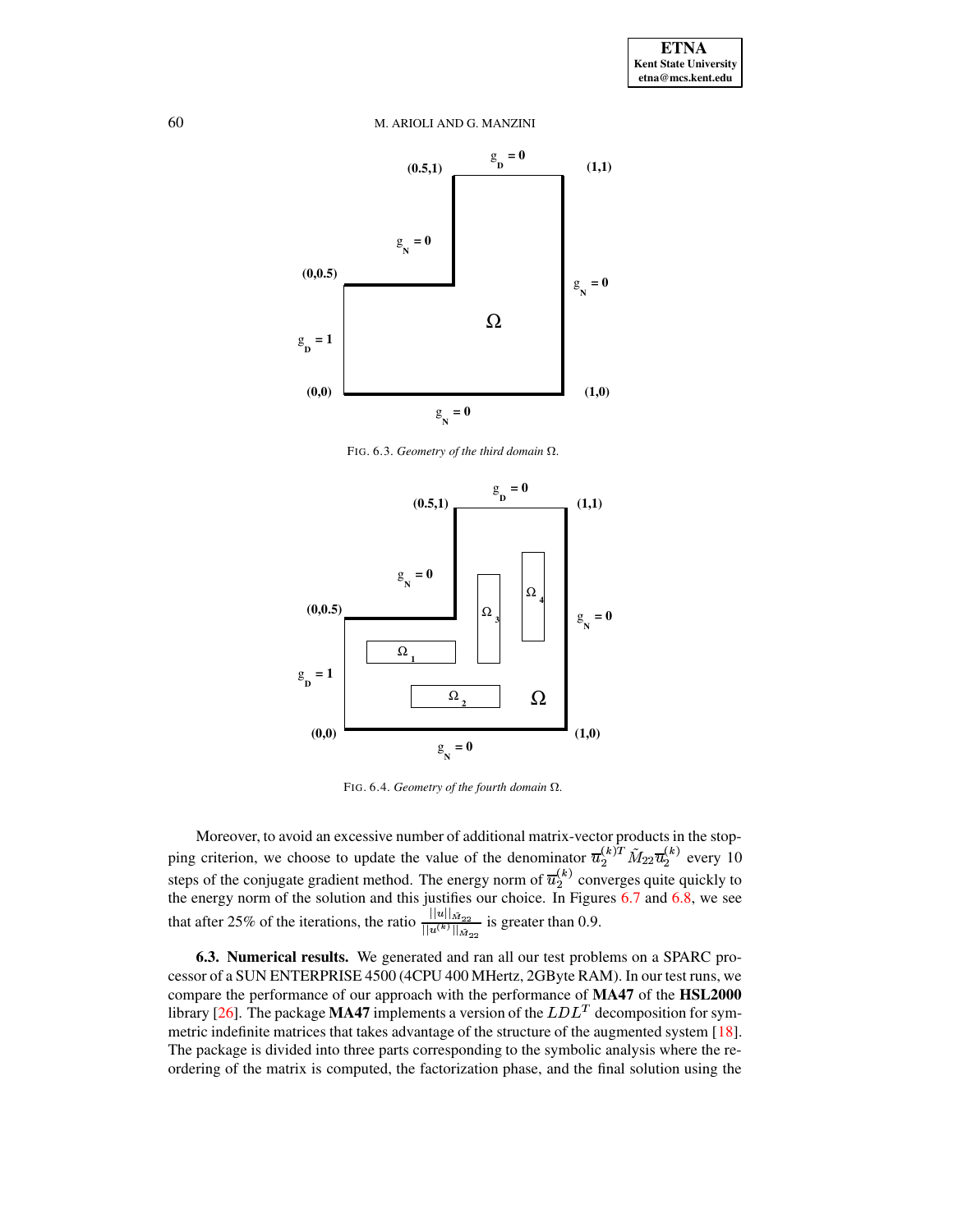FIG. 6.3. *Geometry of the third domain* $\Omega$.

FIG. 6.4. *Geometry of the fourth domain* $\Omega$.

Moreover, to avoid an excessive number of additional matrix-vector products in the stopping criterion, we choose to update the value of the denominator $\overline{u}_2^{(k)T} \tilde{M}_{22} \overline{u}_2^{(k)}$ every 10 steps of the conjugate gradient method. The energy norm of $\overline{u}_2^{(k)}$ converges quite quickly to the energy norm of the solution and this justifies our choice. In Figures 6.7 and 6.8, we see that after 25% of the iterations, the ratio $\frac{||u||_{\tilde{M}_{22}}}{||u^{(k)}||_{\tilde{M}_{22}}}$ is greater than 0.9.

**6.3. Numerical results.** We generated and ran all our test problems on a SPARC processor of a SUN ENTERPRISE 4500 (4CPU 400 MHertz, 2GByte RAM). In our test runs, we compare the performance of our approach with the performance of **MA47** of the **HSL2000** library [26]. The package **MA47** implements a version of the $LDL^T$ decomposition for symmetric indefinite matrices that takes advantage of the structure of the augmented system [18]. The package is divided into three parts corresponding to the symbolic analysis where the reordering of the matrix is computed, the factorization phase, and the final solution using the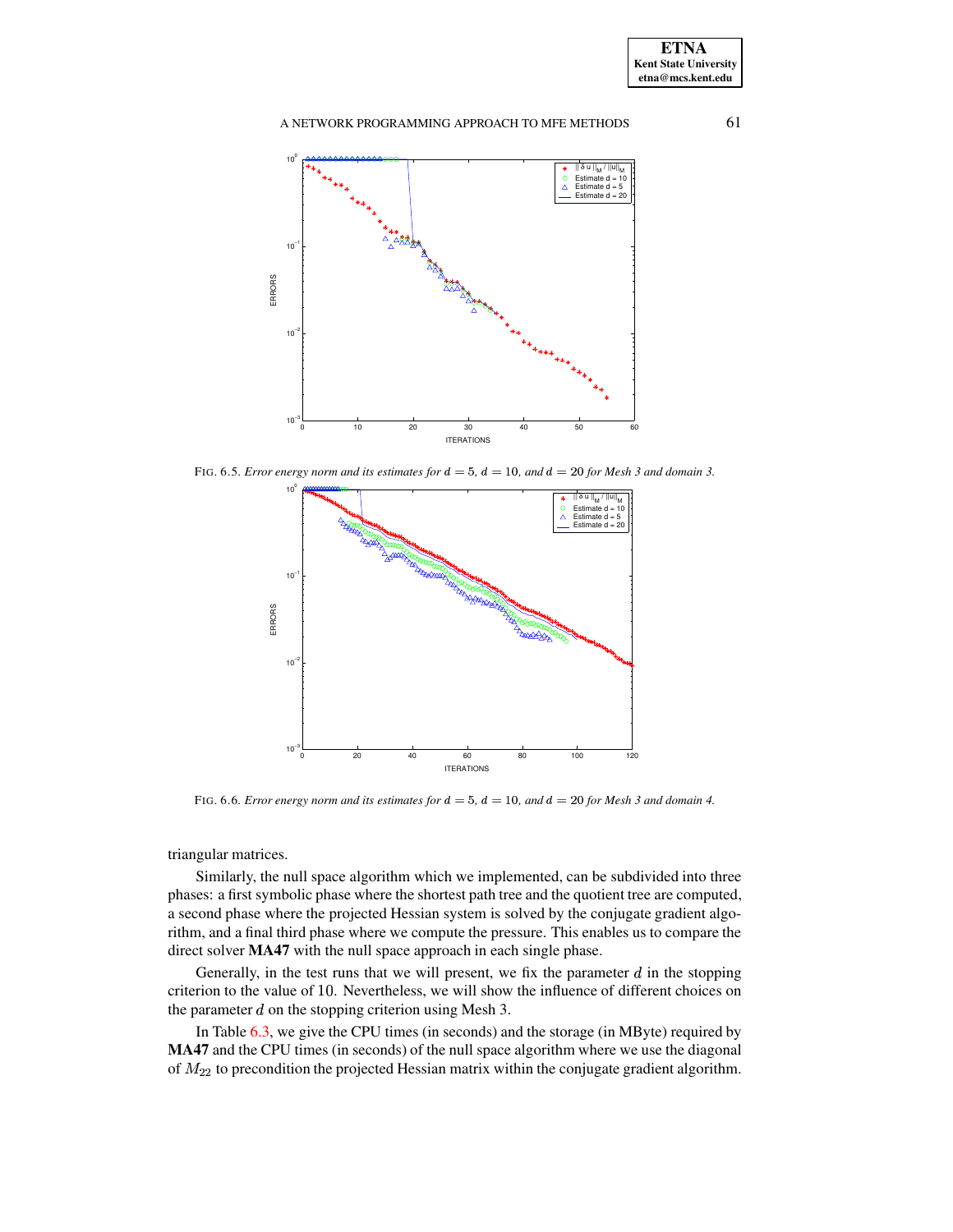FIG. 6.5. *Error energy norm and its estimates for $d = 5$, $d = 10$, and $d = 20$ for Mesh 3 and domain 3.*

FIG. 6.6. *Error energy norm and its estimates for $d = 5$, $d = 10$, and $d = 20$ for Mesh 3 and domain 4.*

triangular matrices.

Similarly, the null space algorithm which we implemented, can be subdivided into three phases: a first symbolic phase where the shortest path tree and the quotient tree are computed, a second phase where the projected Hessian system is solved by the conjugate gradient algorithm, and a final third phase where we compute the pressure. This enables us to compare the direct solver **MA47** with the null space approach in each single phase.

Generally, in the test runs that we will present, we fix the parameter $d$ in the stopping criterion to the value of $10$. Nevertheless, we will show the influence of different choices on the parameter $d$ on the stopping criterion using Mesh 3.

In Table 6.3, we give the CPU times (in seconds) and the storage (in MByte) required by **MA47** and the CPU times (in seconds) of the null space algorithm where we use the diagonal of $M_{22}$ to precondition the projected Hessian matrix within the conjugate gradient algorithm.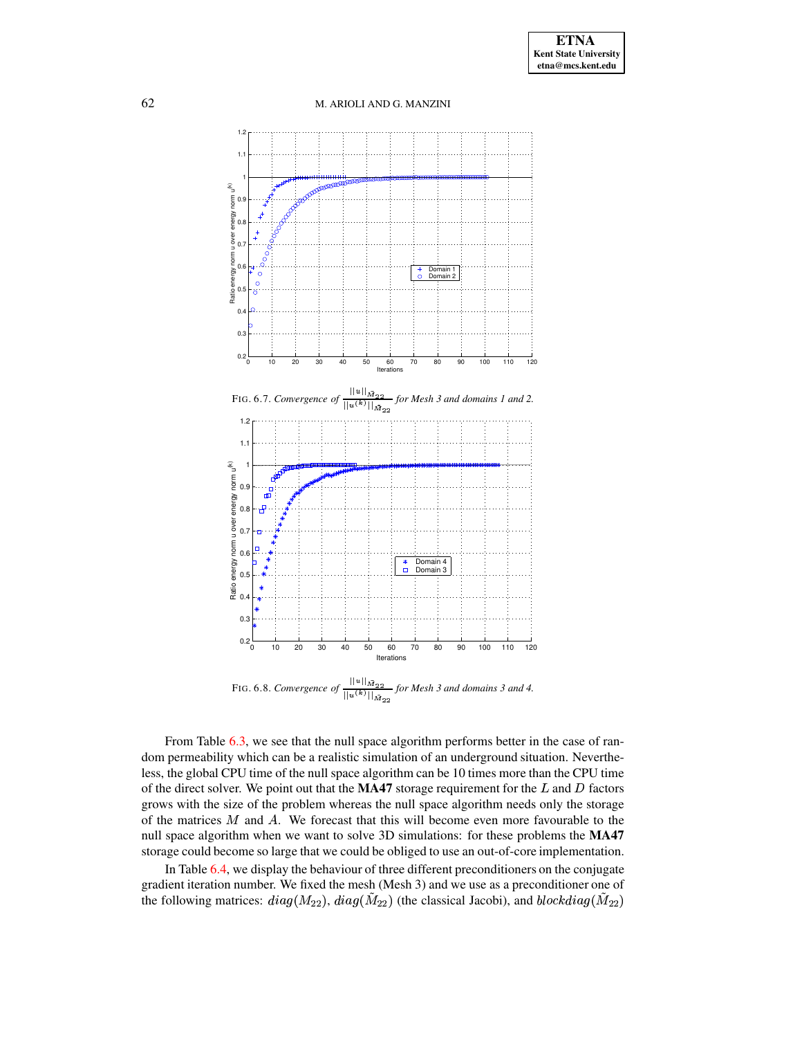FIG. 6.7. *Convergence of* $\frac{||u||_{\tilde{M}_{22}}}{||u^{(k)}||_{\tilde{M}_{22}}}$ *for Mesh 3 and domains 1 and 2.*

FIG. 6.8. *Convergence of* $\frac{||u||_{\tilde{M}_{22}}}{||u^{(k)}||_{\tilde{M}_{22}}}$ *for Mesh 3 and domains 3 and 4.*

From Table 6.3, we see that the null space algorithm performs better in the case of random permeability which can be a realistic simulation of an underground situation. Nevertheless, the global CPU time of the null space algorithm can be 10 times more than the CPU time of the direct solver. We point out that the **MA47** storage requirement for the $L$ and $D$ factors grows with the size of the problem whereas the null space algorithm needs only the storage of the matrices $M$ and $A$. We forecast that this will become even more favourable to the null space algorithm when we want to solve 3D simulations: for these problems the **MA47** storage could become so large that we could be obliged to use an out-of-core implementation.

In Table 6.4, we display the behaviour of three different preconditioners on the conjugate gradient iteration number. We fixed the mesh (Mesh 3) and we use as a preconditioner one of the following matrices: $diag(M_{22})$, $diag(\tilde{M}_{22})$ (the classical Jacobi), and $blockdiag(\tilde{M}_{22})$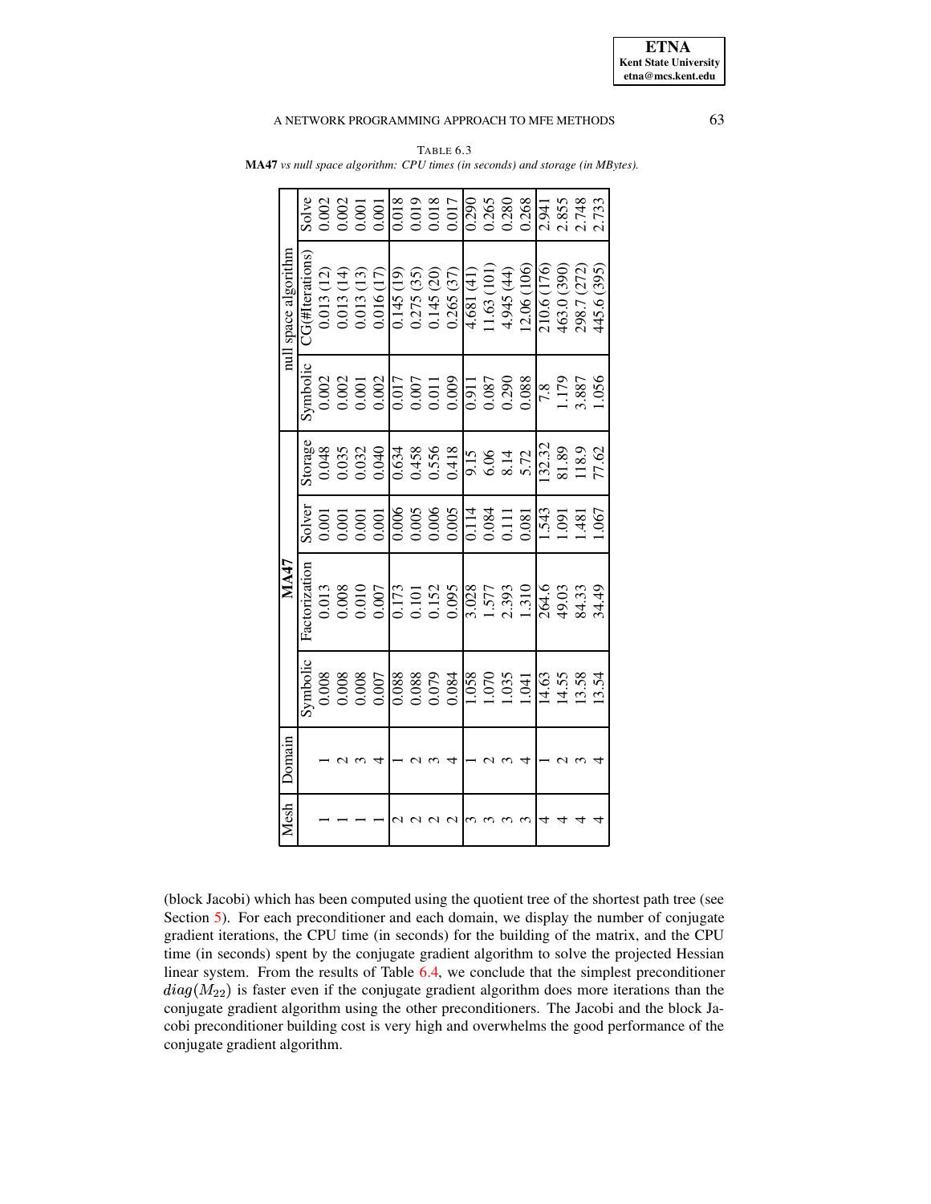TABLE 6.3
**MA47** *vs null space algorithm: CPU times (in seconds) and storage (in MBytes).*

| Mesh | Domain | MA47 | | | | null space algorithm | | |
|---|---|---|---|---|---|---|---|---|
| | | Symbolic | Factorization | Solver | Storage | Symbolic | CG(#Iterations) | Solve |
| 1 | 1 | 0.008 | 0.013 | 0.001 | 0.048 | 0.002 | 0.013 (12) | 0.002 |
| 1 | 2 | 0.008 | 0.008 | 0.001 | 0.035 | 0.002 | 0.013 (14) | 0.002 |
| 1 | 3 | 0.008 | 0.010 | 0.001 | 0.032 | 0.001 | 0.013 (13) | 0.001 |
| 1 | 4 | 0.007 | 0.007 | 0.001 | 0.040 | 0.002 | 0.016 (17) | 0.001 |
| 2 | 1 | 0.088 | 0.173 | 0.006 | 0.634 | 0.017 | 0.145 (19) | 0.018 |
| 2 | 2 | 0.088 | 0.101 | 0.005 | 0.458 | 0.007 | 0.275 (35) | 0.019 |
| 2 | 3 | 0.079 | 0.152 | 0.006 | 0.556 | 0.011 | 0.145 (20) | 0.018 |
| 2 | 4 | 0.084 | 0.095 | 0.005 | 0.418 | 0.009 | 0.265 (37) | 0.017 |
| 3 | 1 | 1.058 | 3.028 | 0.114 | 9.15 | 0.911 | 4.681 (41) | 0.290 |
| 3 | 2 | 1.070 | 1.577 | 0.084 | 6.06 | 0.087 | 11.63 (101) | 0.265 |
| 3 | 3 | 1.035 | 2.393 | 0.111 | 8.14 | 0.290 | 4.945 (44) | 0.280 |
| 3 | 4 | 1.041 | 1.310 | 0.081 | 5.72 | 0.088 | 12.06 (106) | 0.268 |
| 4 | 1 | 14.63 | 264.6 | 1.543 | 132.32 | 7.8 | 210.6 (176) | 2.941 |
| 4 | 2 | 14.55 | 49.03 | 1.091 | 81.89 | 1.179 | 463.0 (390) | 2.855 |
| 4 | 3 | 13.58 | 84.33 | 1.481 | 118.9 | 3.887 | 298.7 (272) | 2.748 |
| 4 | 4 | 13.54 | 34.49 | 1.067 | 77.62 | 1.056 | 445.6 (395) | 2.733 |

(block Jacobi) which has been computed using the quotient tree of the shortest path tree (see Section 5). For each preconditioner and each domain, we display the number of conjugate gradient iterations, the CPU time (in seconds) for the building of the matrix, and the CPU time (in seconds) spent by the conjugate gradient algorithm to solve the projected Hessian linear system. From the results of Table 6.4, we conclude that the simplest preconditioner $diag(M_{22})$ is faster even if the conjugate gradient algorithm does more iterations than the conjugate gradient algorithm using the other preconditioners. The Jacobi and the block Jacobi preconditioner building cost is very high and overwhelms the good performance of the conjugate gradient algorithm.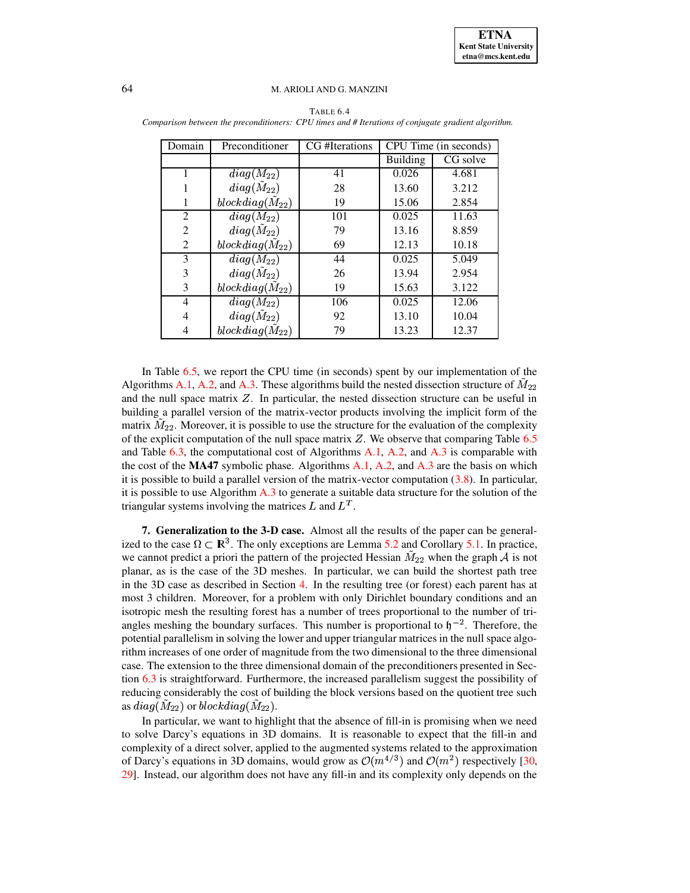TABLE 6.4
*Comparison between the preconditioners: CPU times and # Iterations of conjugate gradient algorithm.*

| Domain | Preconditioner | CG #Iterations | CPU Time (in seconds) | |
|---|---|---|---|---|
| | | | Building | CG solve |
| 1 | $diag(M_{22})$ | 41 | 0.026 | 4.681 |
| 1 | $diag(\tilde{M}_{22})$ | 28 | 13.60 | 3.212 |
| 1 | $blockdiag(\tilde{M}_{22})$ | 19 | 15.06 | 2.854 |
| 2 | $diag(M_{22})$ | 101 | 0.025 | 11.63 |
| 2 | $diag(\tilde{M}_{22})$ | 79 | 13.16 | 8.859 |
| 2 | $blockdiag(\tilde{M}_{22})$ | 69 | 12.13 | 10.18 |
| 3 | $diag(M_{22})$ | 44 | 0.025 | 5.049 |
| 3 | $diag(\tilde{M}_{22})$ | 26 | 13.94 | 2.954 |
| 3 | $blockdiag(\tilde{M}_{22})$ | 19 | 15.63 | 3.122 |
| 4 | $diag(M_{22})$ | 106 | 0.025 | 12.06 |
| 4 | $diag(\tilde{M}_{22})$ | 92 | 13.10 | 10.04 |
| 4 | $blockdiag(\tilde{M}_{22})$ | 79 | 13.23 | 12.37 |

In Table 6.5, we report the CPU time (in seconds) spent by our implementation of the Algorithms A.1, A.2, and A.3. These algorithms build the nested dissection structure of $\tilde{M}_{22}$ and the null space matrix $Z$. In particular, the nested dissection structure can be useful in building a parallel version of the matrix-vector products involving the implicit form of the matrix $\tilde{M}_{22}$. Moreover, it is possible to use the structure for the evaluation of the complexity of the explicit computation of the null space matrix $Z$. We observe that comparing Table 6.5 and Table 6.3, the computational cost of Algorithms A.1, A.2, and A.3 is comparable with the cost of the **MA47** symbolic phase. Algorithms A.1, A.2, and A.3 are the basis on which it is possible to build a parallel version of the matrix-vector computation (3.8). In particular, it is possible to use Algorithm A.3 to generate a suitable data structure for the solution of the triangular systems involving the matrices $L$ and $L^T$.

**7. Generalization to the 3-D case.** Almost all the results of the paper can be generalized to the case $\Omega \subset \mathbb{R}^3$. The only exceptions are Lemma 5.2 and Corollary 5.1. In practice, we cannot predict a priori the pattern of the projected Hessian $\tilde{M}_{22}$ when the graph $\mathcal{A}$ is not planar, as is the case of the 3D meshes. In particular, we can build the shortest path tree in the 3D case as described in Section 4. In the resulting tree (or forest) each parent has at most 3 children. Moreover, for a problem with only Dirichlet boundary conditions and an isotropic mesh the resulting forest has a number of trees proportional to the number of triangles meshing the boundary surfaces. This number is proportional to $\mathfrak{h}^{-2}$. Therefore, the potential parallelism in solving the lower and upper triangular matrices in the null space algorithm increases of one order of magnitude from the two dimensional to the three dimensional case. The extension to the three dimensional domain of the preconditioners presented in Section 6.3 is straightforward. Furthermore, the increased parallelism suggest the possibility of reducing considerably the cost of building the block versions based on the quotient tree such as $diag(\tilde{M}_{22})$ or $blockdiag(\tilde{M}_{22})$.

In particular, we want to highlight that the absence of fill-in is promising when we need to solve Darcy's equations in 3D domains. It is reasonable to expect that the fill-in and complexity of a direct solver, applied to the augmented systems related to the approximation of Darcy's equations in 3D domains, would grow as $\mathcal{O}(m^{4/3})$ and $\mathcal{O}(m^2)$ respectively [30, 29]. Instead, our algorithm does not have any fill-in and its complexity only depends on the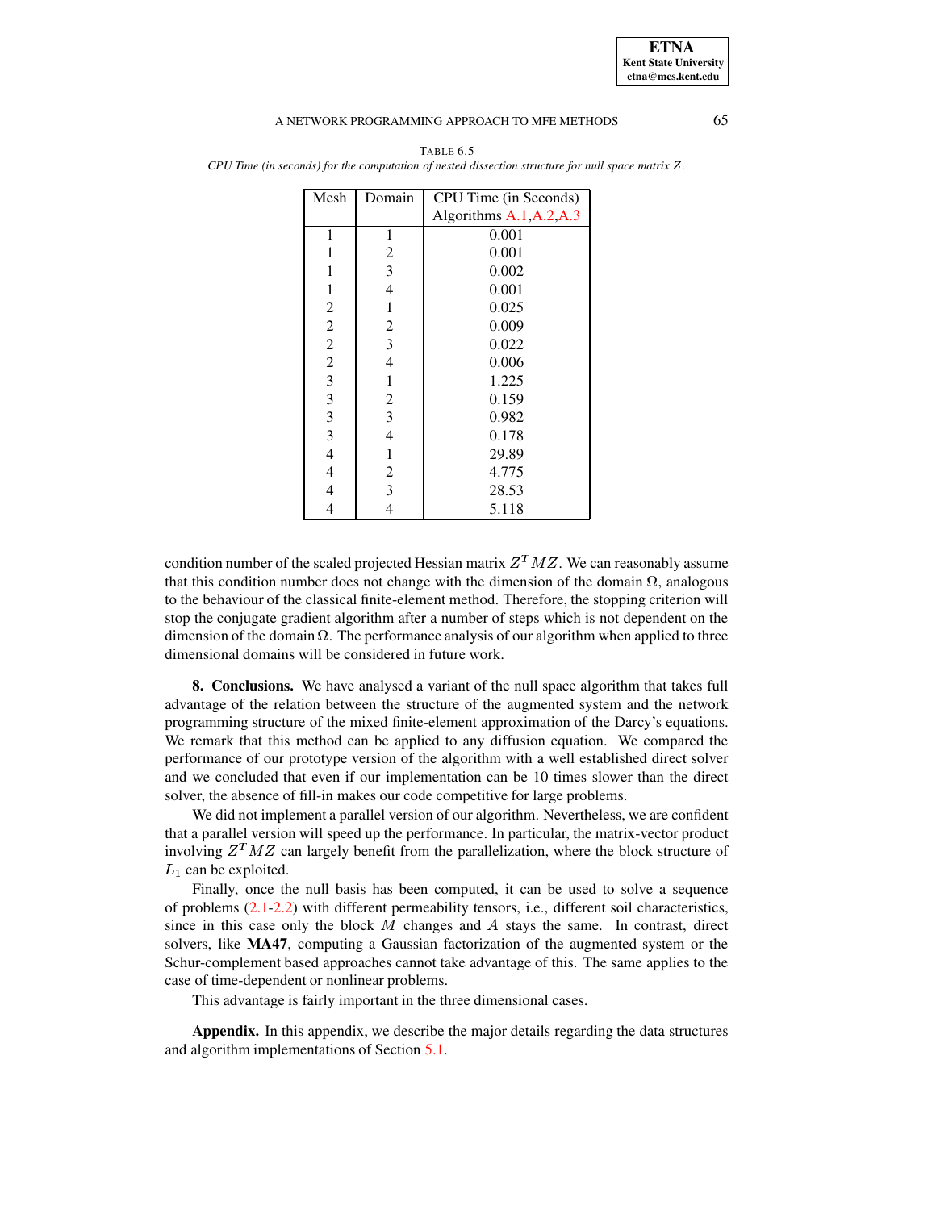TABLE 6.5
*CPU Time (in seconds) for the computation of nested dissection structure for null space matrix $Z$.*

| Mesh | Domain | CPU Time (in Seconds) Algorithms A.1,A.2,A.3 |
|---|---|---|
| 1 | 1 | 0.001 |
| 1 | 2 | 0.001 |
| 1 | 3 | 0.002 |
| 1 | 4 | 0.001 |
| 2 | 1 | 0.025 |
| 2 | 2 | 0.009 |
| 2 | 3 | 0.022 |
| 2 | 4 | 0.006 |
| 3 | 1 | 1.225 |
| 3 | 2 | 0.159 |
| 3 | 3 | 0.982 |
| 3 | 4 | 0.178 |
| 4 | 1 | 29.89 |
| 4 | 2 | 4.775 |
| 4 | 3 | 28.53 |
| 4 | 4 | 5.118 |

condition number of the scaled projected Hessian matrix $Z^T MZ$. We can reasonably assume that this condition number does not change with the dimension of the domain $\Omega$, analogous to the behaviour of the classical finite-element method. Therefore, the stopping criterion will stop the conjugate gradient algorithm after a number of steps which is not dependent on the dimension of the domain $\Omega$. The performance analysis of our algorithm when applied to three dimensional domains will be considered in future work.

**8. Conclusions.** We have analysed a variant of the null space algorithm that takes full advantage of the relation between the structure of the augmented system and the network programming structure of the mixed finite-element approximation of the Darcy's equations. We remark that this method can be applied to any diffusion equation. We compared the performance of our prototype version of the algorithm with a well established direct solver and we concluded that even if our implementation can be 10 times slower than the direct solver, the absence of fill-in makes our code competitive for large problems.

We did not implement a parallel version of our algorithm. Nevertheless, we are confident that a parallel version will speed up the performance. In particular, the matrix-vector product involving $Z^T MZ$ can largely benefit from the parallelization, where the block structure of $L_1$ can be exploited.

Finally, once the null basis has been computed, it can be used to solve a sequence of problems (2.1-2.2) with different permeability tensors, i.e., different soil characteristics, since in this case only the block $M$ changes and $A$ stays the same. In contrast, direct solvers, like **MA47**, computing a Gaussian factorization of the augmented system or the Schur-complement based approaches cannot take advantage of this. The same applies to the case of time-dependent or nonlinear problems.

This advantage is fairly important in the three dimensional cases.

**Appendix.** In this appendix, we describe the major details regarding the data structures and algorithm implementations of Section 5.1.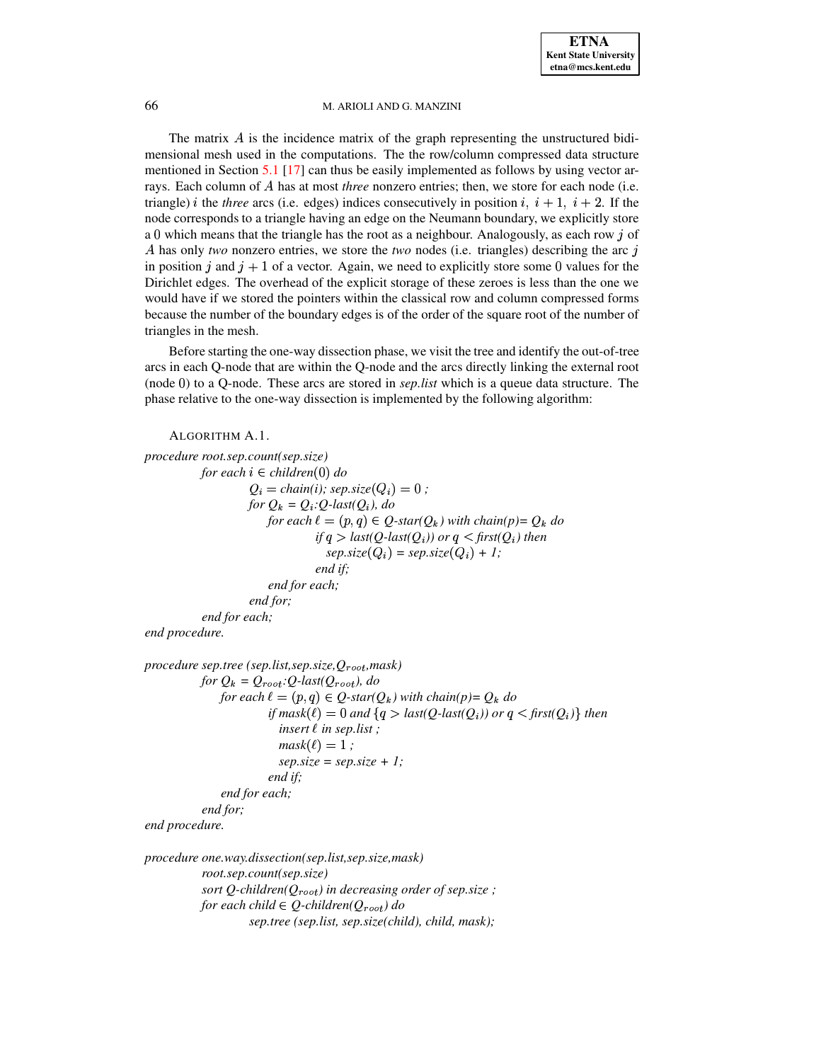The matrix $A$ is the incidence matrix of the graph representing the unstructured bidimensional mesh used in the computations. The the row/column compressed data structure mentioned in Section 5.1 [17] can thus be easily implemented as follows by using vector arrays. Each column of $A$ has at most *three* nonzero entries; then, we store for each node (i.e. triangle) $i$ the *three* arcs (i.e. edges) indices consecutively in position $i,\ i+1,\ i+2$. If the node corresponds to a triangle having an edge on the Neumann boundary, we explicitly store a 0 which means that the triangle has the root as a neighbour. Analogously, as each row $j$ of $A$ has only *two* nonzero entries, we store the *two* nodes (i.e. triangles) describing the arc $j$ in position $j$ and $j+1$ of a vector. Again, we need to explicitly store some 0 values for the Dirichlet edges. The overhead of the explicit storage of these zeroes is less than the one we would have if we stored the pointers within the classical row and column compressed forms because the number of the boundary edges is of the order of the square root of the number of triangles in the mesh.

Before starting the one-way dissection phase, we visit the tree and identify the out-of-tree arcs in each Q-node that are within the Q-node and the arcs directly linking the external root (node 0) to a Q-node. These arcs are stored in *sep.list* which is a queue data structure. The phase relative to the one-way dissection is implemented by the following algorithm:

ALGORITHM A.1.

```
procedure root.sep.count(sep.size)
        for each i ∈ children(0) do
                Q_i = chain(i); sep.size(Q_i) = 0 ;
                for Q_k = Q_i:Q-last(Q_i), do
                    for each ℓ = (p, q) ∈ Q-star(Q_k) with chain(p)= Q_k do
                            if q > last(Q-last(Q_i)) or q < first(Q_i) then
                               sep.size(Q_i) = sep.size(Q_i) + 1;
                            end if;
                    end for each;
                end for;
        end for each;
end procedure.

procedure sep.tree (sep.list,sep.size,Q_root,mask)
        for Q_k = Q_root:Q-last(Q_root), do
            for each ℓ = (p, q) ∈ Q-star(Q_k) with chain(p)= Q_k do
                    if mask(ℓ) = 0 and {q > last(Q-last(Q_i)) or q < first(Q_i)} then
                       insert ℓ in sep.list ;
                       mask(ℓ) = 1 ;
                       sep.size = sep.size + 1;
                    end if;
            end for each;
        end for;
end procedure.

procedure one.way.dissection(sep.list,sep.size,mask)
        root.sep.count(sep.size)
        sort Q-children(Q_root) in decreasing order of sep.size ;
        for each child ∈ Q-children(Q_root) do
                sep.tree (sep.list, sep.size(child), child, mask);
```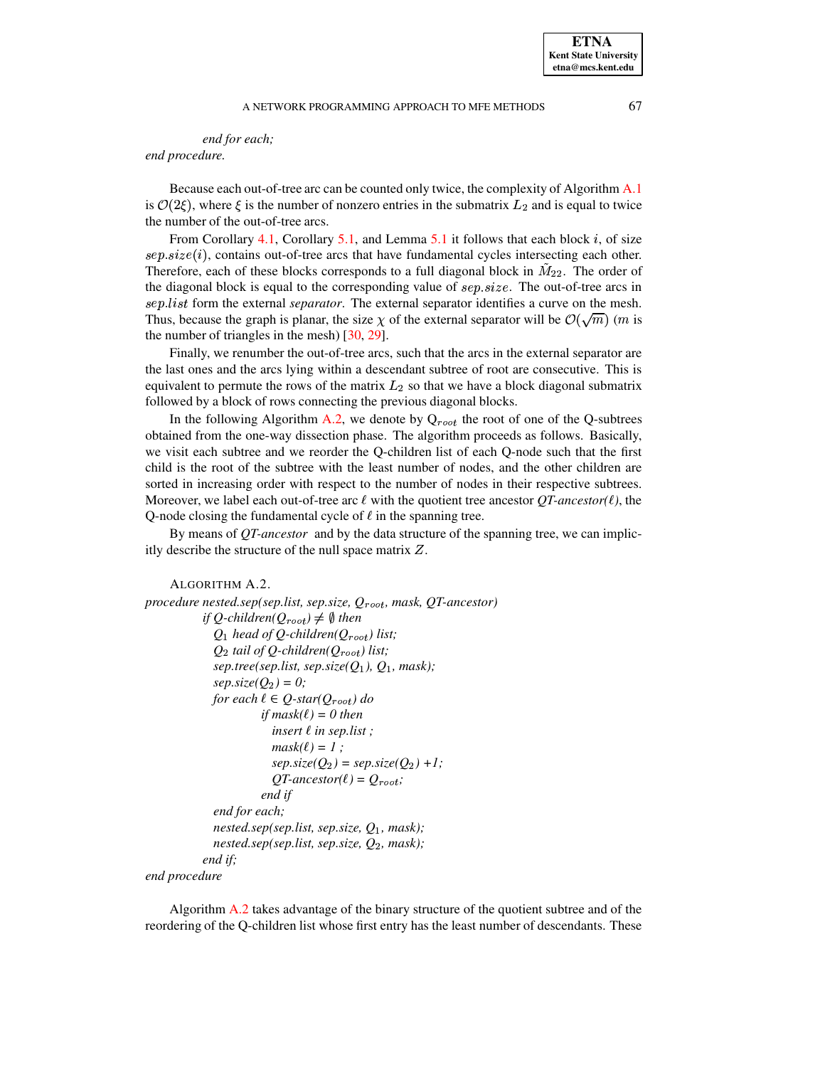*end for each;*
*end procedure.*

Because each out-of-tree arc can be counted only twice, the complexity of Algorithm A.1 is $\mathcal{O}(2\xi)$, where $\xi$ is the number of nonzero entries in the submatrix $L_2$ and is equal to twice the number of the out-of-tree arcs.

From Corollary 4.1, Corollary 5.1, and Lemma 5.1 it follows that each block $i$, of size $sep.size(i)$, contains out-of-tree arcs that have fundamental cycles intersecting each other. Therefore, each of these blocks corresponds to a full diagonal block in $\tilde{M}_{22}$. The order of the diagonal block is equal to the corresponding value of $sep.size$. The out-of-tree arcs in $sep.list$ form the external *separator*. The external separator identifies a curve on the mesh. Thus, because the graph is planar, the size $\chi$ of the external separator will be $\mathcal{O}(\sqrt{m})$ ($m$ is the number of triangles in the mesh) [30, 29].

Finally, we renumber the out-of-tree arcs, such that the arcs in the external separator are the last ones and the arcs lying within a descendant subtree of root are consecutive. This is equivalent to permute the rows of the matrix $L_2$ so that we have a block diagonal submatrix followed by a block of rows connecting the previous diagonal blocks.

In the following Algorithm A.2, we denote by $Q_{root}$ the root of one of the Q-subtrees obtained from the one-way dissection phase. The algorithm proceeds as follows. Basically, we visit each subtree and we reorder the Q-children list of each Q-node such that the first child is the root of the subtree with the least number of nodes, and the other children are sorted in increasing order with respect to the number of nodes in their respective subtrees. Moreover, we label each out-of-tree arc $\ell$ with the quotient tree ancestor *QT-ancestor*($\ell$), the Q-node closing the fundamental cycle of $\ell$ in the spanning tree.

By means of *QT-ancestor* and by the data structure of the spanning tree, we can implicitly describe the structure of the null space matrix $Z$.

ALGORITHM A.2.

```
procedure nested.sep(sep.list, sep.size, Q_root, mask, QT-ancestor)
    if Q-children(Q_root) ≠ ∅ then
      Q_1 head of Q-children(Q_root) list;
      Q_2 tail of Q-children(Q_root) list;
      sep.tree(sep.list, sep.size(Q_1), Q_1, mask);
      sep.size(Q_2) = 0;
      for each ℓ ∈ Q-star(Q_root) do
          if mask(ℓ) = 0 then
            insert ℓ in sep.list ;
            mask(ℓ) = 1 ;
            sep.size(Q_2) = sep.size(Q_2) +1;
            QT-ancestor(ℓ) = Q_root;
          end if
      end for each;
      nested.sep(sep.list, sep.size, Q_1, mask);
      nested.sep(sep.list, sep.size, Q_2, mask);
    end if;
end procedure
```

Algorithm A.2 takes advantage of the binary structure of the quotient subtree and of the reordering of the Q-children list whose first entry has the least number of descendants. These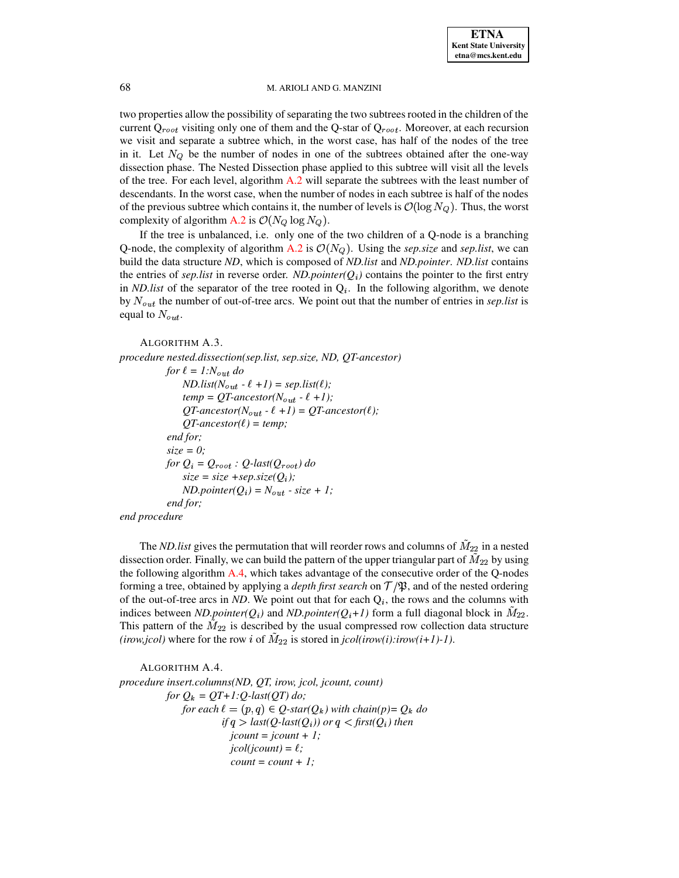two properties allow the possibility of separating the two subtrees rooted in the children of the current $Q_{root}$ visiting only one of them and the Q-star of $Q_{root}$. Moreover, at each recursion we visit and separate a subtree which, in the worst case, has half of the nodes of the tree in it. Let $N_Q$ be the number of nodes in one of the subtrees obtained after the one-way dissection phase. The Nested Dissection phase applied to this subtree will visit all the levels of the tree. For each level, algorithm A.2 will separate the subtrees with the least number of descendants. In the worst case, when the number of nodes in each subtree is half of the nodes of the previous subtree which contains it, the number of levels is $\mathcal{O}(\log N_Q)$. Thus, the worst complexity of algorithm A.2 is $\mathcal{O}(N_Q \log N_Q)$.

If the tree is unbalanced, i.e. only one of the two children of a Q-node is a branching Q-node, the complexity of algorithm A.2 is $\mathcal{O}(N_Q)$. Using the *sep.size* and *sep.list*, we can build the data structure *ND*, which is composed of *ND.list* and *ND.pointer*. *ND.list* contains the entries of *sep.list* in reverse order. *ND.pointer($Q_i$)* contains the pointer to the first entry in *ND.list* of the separator of the tree rooted in $Q_i$. In the following algorithm, we denote by $N_{out}$ the number of out-of-tree arcs. We point out that the number of entries in *sep.list* is equal to $N_{out}$.

ALGORITHM A.3.

```
procedure nested.dissection(sep.list, sep.size, ND, QT-ancestor)
    for ℓ = 1:N_out do
        ND.list(N_out - ℓ +1) = sep.list(ℓ);
        temp = QT-ancestor(N_out - ℓ +1);
        QT-ancestor(N_out - ℓ +1) = QT-ancestor(ℓ);
        QT-ancestor(ℓ) = temp;
    end for;
    size = 0;
    for Q_i = Q_root : Q-last(Q_root) do
        size = size +sep.size(Q_i);
        ND.pointer(Q_i) = N_out - size + 1;
    end for;
end procedure
```

The *ND.list* gives the permutation that will reorder rows and columns of $\tilde{M}_{22}$ in a nested dissection order. Finally, we can build the pattern of the upper triangular part of $\tilde{M}_{22}$ by using the following algorithm A.4, which takes advantage of the consecutive order of the Q-nodes forming a tree, obtained by applying a *depth first search* on $\mathcal{T}/\mathfrak{P}$, and of the nested ordering of the out-of-tree arcs in *ND*. We point out that for each $Q_i$, the rows and the columns with indices between *ND.pointer($Q_i$)* and *ND.pointer($Q_i$+1)* form a full diagonal block in $\tilde{M}_{22}$. This pattern of the $\tilde{M}_{22}$ is described by the usual compressed row collection data structure *(irow,jcol)* where for the row $i$ of $\tilde{M}_{22}$ is stored in *jcol(irow(i):irow(i+1)-1)*.

ALGORITHM A.4.

```
procedure insert.columns(ND, QT, irow, jcol, jcount, count)
    for Q_k = QT+1:Q-last(QT) do;
        for each ℓ = (p,q) ∈ Q-star(Q_k) with chain(p)= Q_k do
                if q > last(Q-last(Q_i)) or q < first(Q_i) then
                    jcount = jcount + 1;
                    jcol(jcount) = ℓ;
                    count = count + 1;
```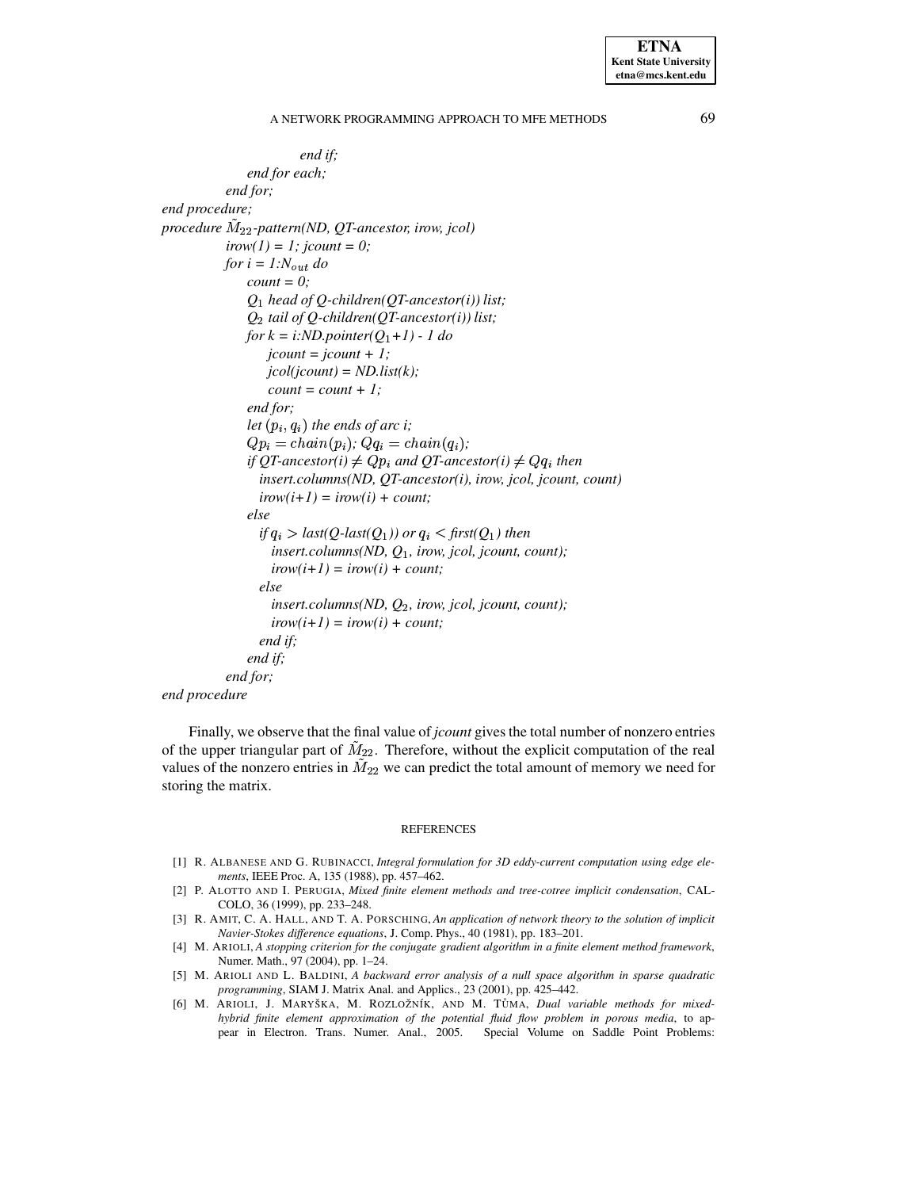```
                end if;
            end for each;
        end for;
end procedure;
procedure M̃22-pattern(ND, QT-ancestor, irow, jcol)
        irow(1) = 1; jcount = 0;
        for i = 1:N_out do
            count = 0;
            Q1 head of Q-children(QT-ancestor(i)) list;
            Q2 tail of Q-children(QT-ancestor(i)) list;
            for k = i:ND.pointer(Q1+1) - 1 do
                jcount = jcount + 1;
                jcol(jcount) = ND.list(k);
                count = count + 1;
            end for;
            let (p_i, q_i) the ends of arc i;
            Qp_i = chain(p_i); Qq_i = chain(q_i);
            if QT-ancestor(i) ≠ Qp_i and QT-ancestor(i) ≠ Qq_i then
              insert.columns(ND, QT-ancestor(i), irow, jcol, jcount, count)
              irow(i+1) = irow(i) + count;
            else
              if q_i > last(Q-last(Q1)) or q_i < first(Q1) then
                insert.columns(ND, Q1, irow, jcol, jcount, count);
                irow(i+1) = irow(i) + count;
              else
                insert.columns(ND, Q2, irow, jcol, jcount, count);
                irow(i+1) = irow(i) + count;
              end if;
            end if;
        end for;
end procedure
```

Finally, we observe that the final value of *jcount* gives the total number of nonzero entries of the upper triangular part of $\tilde{M}_{22}$. Therefore, without the explicit computation of the real values of the nonzero entries in $\tilde{M}_{22}$ we can predict the total amount of memory we need for storing the matrix.

## REFERENCES

[1] R. Albanese and G. Rubinacci, *Integral formulation for 3D eddy-current computation using edge elements*, IEEE Proc. A, 135 (1988), pp. 457–462.

[2] P. Alotto and I. Perugia, *Mixed finite element methods and tree-cotree implicit condensation*, CALCOLO, 36 (1999), pp. 233–248.

[3] R. Amit, C. A. Hall, and T. A. Porsching, *An application of network theory to the solution of implicit Navier-Stokes difference equations*, J. Comp. Phys., 40 (1981), pp. 183–201.

[4] M. Arioli, *A stopping criterion for the conjugate gradient algorithm in a finite element method framework*, Numer. Math., 97 (2004), pp. 1–24.

[5] M. Arioli and L. Baldini, *A backward error analysis of a null space algorithm in sparse quadratic programming*, SIAM J. Matrix Anal. and Applics., 23 (2001), pp. 425–442.

[6] M. Arioli, J. Maryška, M. Rozložník, and M. Tůma, *Dual variable methods for mixed-hybrid finite element approximation of the potential fluid flow problem in porous media*, to appear in Electron. Trans. Numer. Anal., 2005. Special Volume on Saddle Point Problems: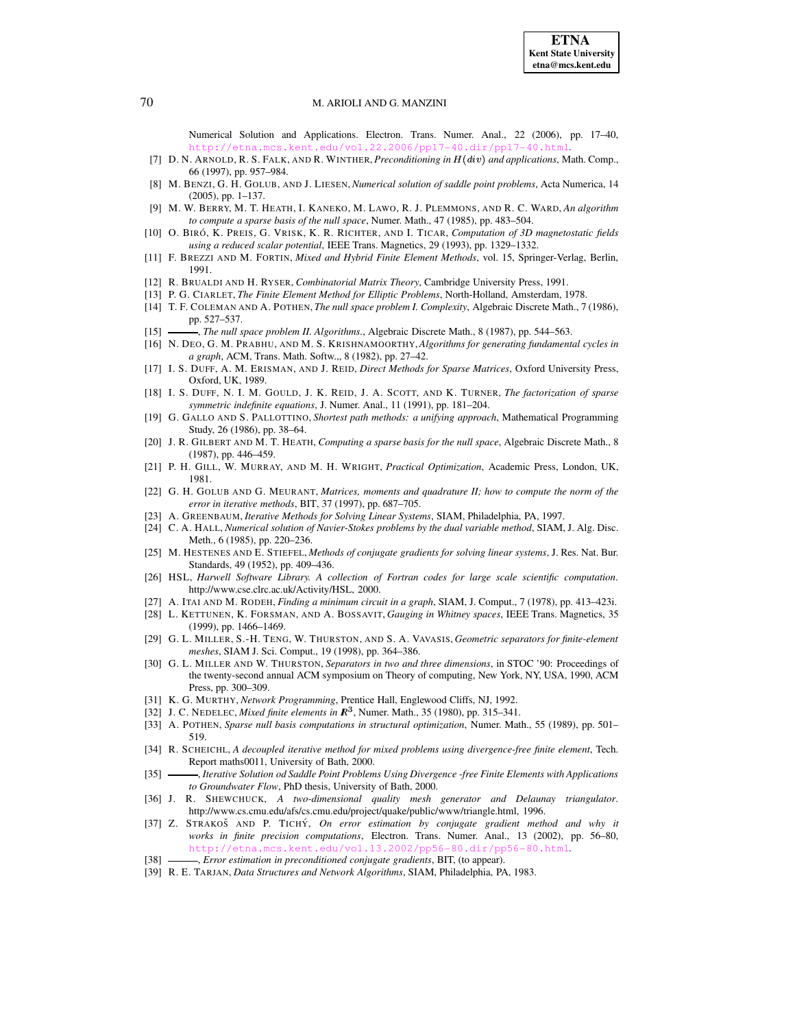Numerical Solution and Applications. Electron. Trans. Numer. Anal., 22 (2006), pp. 17–40, http://etna.mcs.kent.edu/vol.22.2006/pp17-40.dir/pp17-40.html.

[7] D. N. ARNOLD, R. S. FALK, AND R. WINTHER, *Preconditioning in $H(div)$ and applications*, Math. Comp., 66 (1997), pp. 957–984.

[8] M. BENZI, G. H. GOLUB, AND J. LIESEN, *Numerical solution of saddle point problems*, Acta Numerica, 14 (2005), pp. 1–137.

[9] M. W. BERRY, M. T. HEATH, I. KANEKO, M. LAWO, R. J. PLEMMONS, AND R. C. WARD, *An algorithm to compute a sparse basis of the null space*, Numer. Math., 47 (1985), pp. 483–504.

[10] O. BIRÓ, K. PREIS, G. VRISK, K. R. RICHTER, AND I. TICAR, *Computation of 3D magnetostatic fields using a reduced scalar potential*, IEEE Trans. Magnetics, 29 (1993), pp. 1329–1332.

[11] F. BREZZI AND M. FORTIN, *Mixed and Hybrid Finite Element Methods*, vol. 15, Springer-Verlag, Berlin, 1991.

[12] R. BRUALDI AND H. RYSER, *Combinatorial Matrix Theory*, Cambridge University Press, 1991.

[13] P. G. CIARLET, *The Finite Element Method for Elliptic Problems*, North-Holland, Amsterdam, 1978.

[14] T. F. COLEMAN AND A. POTHEN, *The null space problem I. Complexity*, Algebraic Discrete Math., 7 (1986), pp. 527–537.

[15] ———, *The null space problem II. Algorithms.*, Algebraic Discrete Math., 8 (1987), pp. 544–563.

[16] N. DEO, G. M. PRABHU, AND M. S. KRISHNAMOORTHY, *Algorithms for generating fundamental cycles in a graph*, ACM, Trans. Math. Softw.,, 8 (1982), pp. 27–42.

[17] I. S. DUFF, A. M. ERISMAN, AND J. REID, *Direct Methods for Sparse Matrices*, Oxford University Press, Oxford, UK, 1989.

[18] I. S. DUFF, N. I. M. GOULD, J. K. REID, J. A. SCOTT, AND K. TURNER, *The factorization of sparse symmetric indefinite equations*, J. Numer. Anal., 11 (1991), pp. 181–204.

[19] G. GALLO AND S. PALLOTTINO, *Shortest path methods: a unifying approach*, Mathematical Programming Study, 26 (1986), pp. 38–64.

[20] J. R. GILBERT AND M. T. HEATH, *Computing a sparse basis for the null space*, Algebraic Discrete Math., 8 (1987), pp. 446–459.

[21] P. H. GILL, W. MURRAY, AND M. H. WRIGHT, *Practical Optimization*, Academic Press, London, UK, 1981.

[22] G. H. GOLUB AND G. MEURANT, *Matrices, moments and quadrature II; how to compute the norm of the error in iterative methods*, BIT, 37 (1997), pp. 687–705.

[23] A. GREENBAUM, *Iterative Methods for Solving Linear Systems*, SIAM, Philadelphia, PA, 1997.

[24] C. A. HALL, *Numerical solution of Navier-Stokes problems by the dual variable method*, SIAM, J. Alg. Disc. Meth., 6 (1985), pp. 220–236.

[25] M. HESTENES AND E. STIEFEL, *Methods of conjugate gradients for solving linear systems*, J. Res. Nat. Bur. Standards, 49 (1952), pp. 409–436.

[26] HSL, *Harwell Software Library. A collection of Fortran codes for large scale scientific computation*. http://www.cse.clrc.ac.uk/Activity/HSL, 2000.

[27] A. ITAI AND M. RODEH, *Finding a minimum circuit in a graph*, SIAM, J. Comput., 7 (1978), pp. 413–423i.

[28] L. KETTUNEN, K. FORSMAN, AND A. BOSSAVIT, *Gauging in Whitney spaces*, IEEE Trans. Magnetics, 35 (1999), pp. 1466–1469.

[29] G. L. MILLER, S.-H. TENG, W. THURSTON, AND S. A. VAVASIS, *Geometric separators for finite-element meshes*, SIAM J. Sci. Comput., 19 (1998), pp. 364–386.

[30] G. L. MILLER AND W. THURSTON, *Separators in two and three dimensions*, in STOC '90: Proceedings of the twenty-second annual ACM symposium on Theory of computing, New York, NY, USA, 1990, ACM Press, pp. 300–309.

[31] K. G. MURTHY, *Network Programming*, Prentice Hall, Englewood Cliffs, NJ, 1992.

[32] J. C. NEDELEC, *Mixed finite elements in $\mathbb{R}^3$*, Numer. Math., 35 (1980), pp. 315–341.

[33] A. POTHEN, *Sparse null basis computations in structural optimization*, Numer. Math., 55 (1989), pp. 501–519.

[34] R. SCHEICHL, *A decoupled iterative method for mixed problems using divergence-free finite element*, Tech. Report maths0011, University of Bath, 2000.

[35] ———, *Iterative Solution od Saddle Point Problems Using Divergence -free Finite Elements with Applications to Groundwater Flow*, PhD thesis, University of Bath, 2000.

[36] J. R. SHEWCHUCK, *A two-dimensional quality mesh generator and Delaunay triangulator*. http://www.cs.cmu.edu/afs/cs.cmu.edu/project/quake/public/www/triangle.html, 1996.

[37] Z. STRAKOŠ AND P. TICHÝ, *On error estimation by conjugate gradient method and why it works in finite precision computations*, Electron. Trans. Numer. Anal., 13 (2002), pp. 56–80, http://etna.mcs.kent.edu/vol.13.2002/pp56-80.dir/pp56-80.html.

[38] ———, *Error estimation in preconditioned conjugate gradients*, BIT, (to appear).

[39] R. E. TARJAN, *Data Structures and Network Algorithms*, SIAM, Philadelphia, PA, 1983.